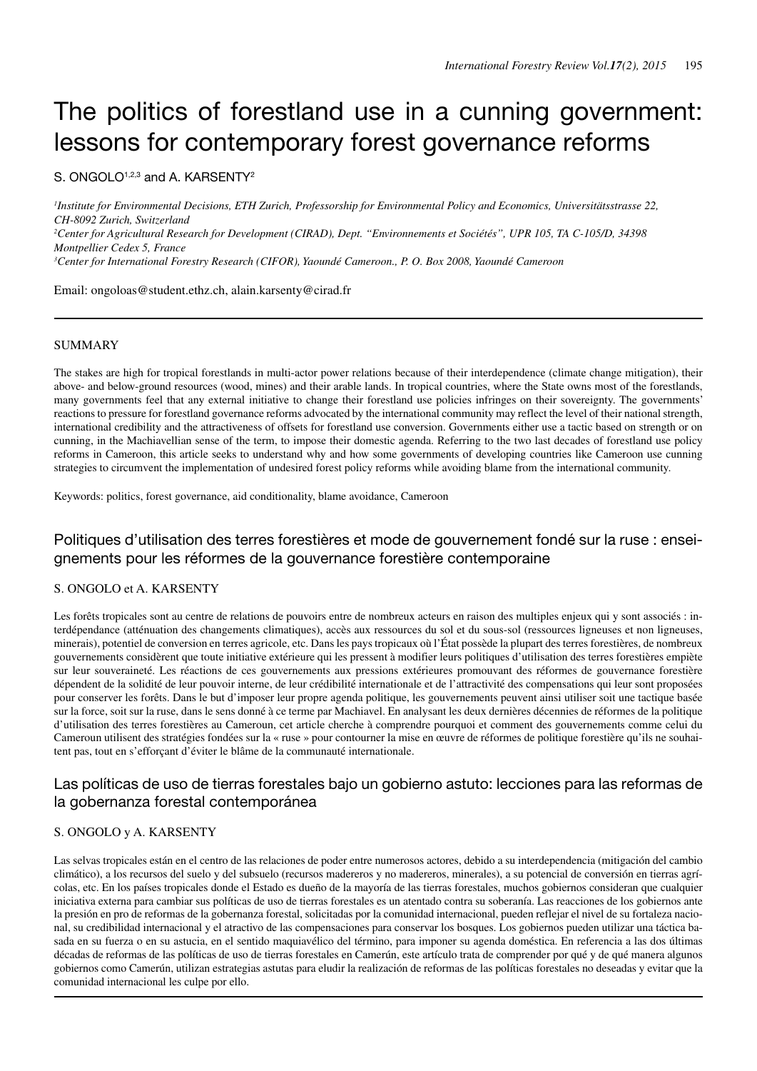# The politics of forestland use in a cunning government: lessons for contemporary forest governance reforms

S. ONGOLO[1,2,3] and A. KARSENTY[2]

[1]*Institute for Environmental Decisions, ETH Zurich, Professorship for Environmental Policy and Economics, Universitätsstrasse 22, CH-8092 Zurich, Switzerland*

[2]*Center for Agricultural Research for Development (CIRAD), Dept. "Environnements et Sociétés", UPR 105, TA C-105/D, 34398 Montpellier Cedex 5, France*

[3]*Center for International Forestry Research (CIFOR), Yaoundé Cameroon., P. O. Box 2008, Yaoundé Cameroon*

Email: ongoloas@student.ethz.ch, alain.karsenty@cirad.fr

## SUMMARY

The stakes are high for tropical forestlands in multi-actor power relations because of their interdependence (climate change mitigation), their above- and below-ground resources (wood, mines) and their arable lands. In tropical countries, where the State owns most of the forestlands, many governments feel that any external initiative to change their forestland use policies infringes on their sovereignty. The governments' reactions to pressure for forestland governance reforms advocated by the international community may reflect the level of their national strength, international credibility and the attractiveness of offsets for forestland use conversion. Governments either use a tactic based on strength or on cunning, in the Machiavellian sense of the term, to impose their domestic agenda. Referring to the two last decades of forestland use policy reforms in Cameroon, this article seeks to understand why and how some governments of developing countries like Cameroon use cunning strategies to circumvent the implementation of undesired forest policy reforms while avoiding blame from the international community.

Keywords: politics, forest governance, aid conditionality, blame avoidance, Cameroon

## Politiques d'utilisation des terres forestières et mode de gouvernement fondé sur la ruse : enseignements pour les réformes de la gouvernance forestière contemporaine

S. ONGOLO et A. KARSENTY

Les forêts tropicales sont au centre de relations de pouvoirs entre de nombreux acteurs en raison des multiples enjeux qui y sont associés : interdépendance (atténuation des changements climatiques), accès aux ressources du sol et du sous-sol (ressources ligneuses et non ligneuses, minerais), potentiel de conversion en terres agricole, etc. Dans les pays tropicaux où l'État possède la plupart des terres forestières, de nombreux gouvernements considèrent que toute initiative extérieure qui les pressent à modifier leurs politiques d'utilisation des terres forestières empiète sur leur souveraineté. Les réactions de ces gouvernements aux pressions extérieures promouvant des réformes de gouvernance forestière dépendent de la solidité de leur pouvoir interne, de leur crédibilité internationale et de l'attractivité des compensations qui leur sont proposées pour conserver les forêts. Dans le but d'imposer leur propre agenda politique, les gouvernements peuvent ainsi utiliser soit une tactique basée sur la force, soit sur la ruse, dans le sens donné à ce terme par Machiavel. En analysant les deux dernières décennies de réformes de la politique d'utilisation des terres forestières au Cameroun, cet article cherche à comprendre pourquoi et comment des gouvernements comme celui du Cameroun utilisent des stratégies fondées sur la « ruse » pour contourner la mise en œuvre de réformes de politique forestière qu'ils ne souhaitent pas, tout en s'efforçant d'éviter le blâme de la communauté internationale.

## Las políticas de uso de tierras forestales bajo un gobierno astuto: lecciones para las reformas de la gobernanza forestal contemporánea

S. ONGOLO y A. KARSENTY

Las selvas tropicales están en el centro de las relaciones de poder entre numerosos actores, debido a su interdependencia (mitigación del cambio climático), a los recursos del suelo y del subsuelo (recursos madereros y no madereros, minerales), a su potencial de conversión en tierras agrícolas, etc. En los países tropicales donde el Estado es dueño de la mayoría de las tierras forestales, muchos gobiernos consideran que cualquier iniciativa externa para cambiar sus políticas de uso de tierras forestales es un atentado contra su soberanía. Las reacciones de los gobiernos ante la presión en pro de reformas de la gobernanza forestal, solicitadas por la comunidad internacional, pueden reflejar el nivel de su fortaleza nacional, su credibilidad internacional y el atractivo de las compensaciones para conservar los bosques. Los gobiernos pueden utilizar una táctica basada en su fuerza o en su astucia, en el sentido maquiavélico del término, para imponer su agenda doméstica. En referencia a las dos últimas décadas de reformas de las políticas de uso de tierras forestales en Camerún, este artículo trata de comprender por qué y de qué manera algunos gobiernos como Camerún, utilizan estrategias astutas para eludir la realización de reformas de las políticas forestales no deseadas y evitar que la comunidad internacional les culpe por ello.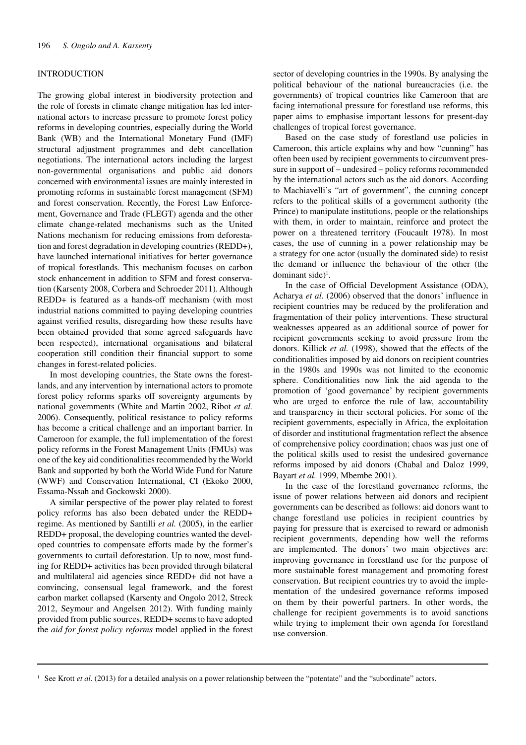## INTRODUCTION

The growing global interest in biodiversity protection and the role of forests in climate change mitigation has led international actors to increase pressure to promote forest policy reforms in developing countries, especially during the World Bank (WB) and the International Monetary Fund (IMF) structural adjustment programmes and debt cancellation negotiations. The international actors including the largest non-governmental organisations and public aid donors concerned with environmental issues are mainly interested in promoting reforms in sustainable forest management (SFM) and forest conservation. Recently, the Forest Law Enforcement, Governance and Trade (FLEGT) agenda and the other climate change-related mechanisms such as the United Nations mechanism for reducing emissions from deforestation and forest degradation in developing countries (REDD+), have launched international initiatives for better governance of tropical forestlands. This mechanism focuses on carbon stock enhancement in addition to SFM and forest conservation (Karsenty 2008, Corbera and Schroeder 2011). Although REDD+ is featured as a hands-off mechanism (with most industrial nations committed to paying developing countries against verified results, disregarding how these results have been obtained provided that some agreed safeguards have been respected), international organisations and bilateral cooperation still condition their financial support to some changes in forest-related policies.

In most developing countries, the State owns the forestlands, and any intervention by international actors to promote forest policy reforms sparks off sovereignty arguments by national governments (White and Martin 2002, Ribot *et al.* 2006). Consequently, political resistance to policy reforms has become a critical challenge and an important barrier. In Cameroon for example, the full implementation of the forest policy reforms in the Forest Management Units (FMUs) was one of the key aid conditionalities recommended by the World Bank and supported by both the World Wide Fund for Nature (WWF) and Conservation International, CI (Ekoko 2000, Essama-Nssah and Gockowski 2000).

A similar perspective of the power play related to forest policy reforms has also been debated under the REDD+ regime. As mentioned by Santilli *et al.* (2005), in the earlier REDD+ proposal, the developing countries wanted the developed countries to compensate efforts made by the former's governments to curtail deforestation. Up to now, most funding for REDD+ activities has been provided through bilateral and multilateral aid agencies since REDD+ did not have a convincing, consensual legal framework, and the forest carbon market collapsed (Karsenty and Ongolo 2012, Streck 2012, Seymour and Angelsen 2012). With funding mainly provided from public sources, REDD+ seems to have adopted the *aid for forest policy reforms* model applied in the forest sector of developing countries in the 1990s. By analysing the political behaviour of the national bureaucracies (i.e. the governments) of tropical countries like Cameroon that are facing international pressure for forestland use reforms, this paper aims to emphasise important lessons for present-day challenges of tropical forest governance.

Based on the case study of forestland use policies in Cameroon, this article explains why and how "cunning" has often been used by recipient governments to circumvent pressure in support of – undesired – policy reforms recommended by the international actors such as the aid donors. According to Machiavelli's "art of government", the cunning concept refers to the political skills of a government authority (the Prince) to manipulate institutions, people or the relationships with them, in order to maintain, reinforce and protect the power on a threatened territory (Foucault 1978). In most cases, the use of cunning in a power relationship may be a strategy for one actor (usually the dominated side) to resist the demand or influence the behaviour of the other (the dominant side)[1].

In the case of Official Development Assistance (ODA), Acharya *et al.* (2006) observed that the donors' influence in recipient countries may be reduced by the proliferation and fragmentation of their policy interventions. These structural weaknesses appeared as an additional source of power for recipient governments seeking to avoid pressure from the donors. Killick *et al.* (1998), showed that the effects of the conditionalities imposed by aid donors on recipient countries in the 1980s and 1990s was not limited to the economic sphere. Conditionalities now link the aid agenda to the promotion of 'good governance' by recipient governments who are urged to enforce the rule of law, accountability and transparency in their sectoral policies. For some of the recipient governments, especially in Africa, the exploitation of disorder and institutional fragmentation reflect the absence of comprehensive policy coordination; chaos was just one of the political skills used to resist the undesired governance reforms imposed by aid donors (Chabal and Daloz 1999, Bayart *et al.* 1999, Mbembe 2001).

In the case of the forestland governance reforms, the issue of power relations between aid donors and recipient governments can be described as follows: aid donors want to change forestland use policies in recipient countries by paying for pressure that is exercised to reward or admonish recipient governments, depending how well the reforms are implemented. The donors' two main objectives are: improving governance in forestland use for the purpose of more sustainable forest management and promoting forest conservation. But recipient countries try to avoid the implementation of the undesired governance reforms imposed on them by their powerful partners. In other words, the challenge for recipient governments is to avoid sanctions while trying to implement their own agenda for forestland use conversion.

---

[1] See Krott *et al.* (2013) for a detailed analysis on a power relationship between the "potentate" and the "subordinate" actors.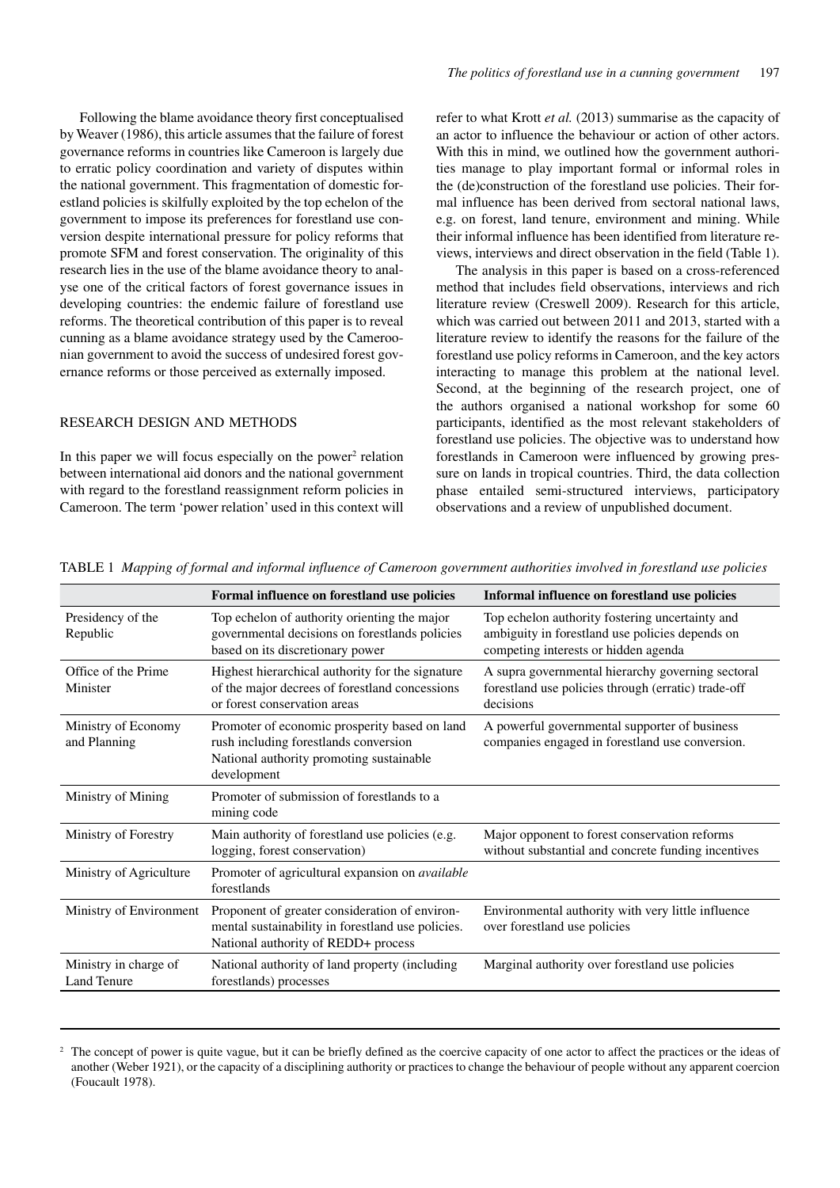Following the blame avoidance theory first conceptualised by Weaver (1986), this article assumes that the failure of forest governance reforms in countries like Cameroon is largely due to erratic policy coordination and variety of disputes within the national government. This fragmentation of domestic forestland policies is skilfully exploited by the top echelon of the government to impose its preferences for forestland use conversion despite international pressure for policy reforms that promote SFM and forest conservation. The originality of this research lies in the use of the blame avoidance theory to analyse one of the critical factors of forest governance issues in developing countries: the endemic failure of forestland use reforms. The theoretical contribution of this paper is to reveal cunning as a blame avoidance strategy used by the Cameroonian government to avoid the success of undesired forest governance reforms or those perceived as externally imposed.

## RESEARCH DESIGN AND METHODS

In this paper we will focus especially on the power[2] relation between international aid donors and the national government with regard to the forestland reassignment reform policies in Cameroon. The term 'power relation' used in this context will refer to what Krott *et al.* (2013) summarise as the capacity of an actor to influence the behaviour or action of other actors. With this in mind, we outlined how the government authorities manage to play important formal or informal roles in the (de)construction of the forestland use policies. Their formal influence has been derived from sectoral national laws, e.g. on forest, land tenure, environment and mining. While their informal influence has been identified from literature reviews, interviews and direct observation in the field (Table 1).

The analysis in this paper is based on a cross-referenced method that includes field observations, interviews and rich literature review (Creswell 2009). Research for this article, which was carried out between 2011 and 2013, started with a literature review to identify the reasons for the failure of the forestland use policy reforms in Cameroon, and the key actors interacting to manage this problem at the national level. Second, at the beginning of the research project, one of the authors organised a national workshop for some 60 participants, identified as the most relevant stakeholders of forestland use policies. The objective was to understand how forestlands in Cameroon were influenced by growing pressure on lands in tropical countries. Third, the data collection phase entailed semi-structured interviews, participatory observations and a review of unpublished document.

TABLE 1 *Mapping of formal and informal influence of Cameroon government authorities involved in forestland use policies*

| | Formal influence on forestland use policies | Informal influence on forestland use policies |
|---|---|---|
| Presidency of the Republic | Top echelon of authority orienting the major governmental decisions on forestlands policies based on its discretionary power | Top echelon authority fostering uncertainty and ambiguity in forestland use policies depends on competing interests or hidden agenda |
| Office of the Prime Minister | Highest hierarchical authority for the signature of the major decrees of forestland concessions or forest conservation areas | A supra governmental hierarchy governing sectoral forestland use policies through (erratic) trade-off decisions |
| Ministry of Economy and Planning | Promoter of economic prosperity based on land rush including forestlands conversion National authority promoting sustainable development | A powerful governmental supporter of business companies engaged in forestland use conversion. |
| Ministry of Mining | Promoter of submission of forestlands to a mining code | |
| Ministry of Forestry | Main authority of forestland use policies (e.g. logging, forest conservation) | Major opponent to forest conservation reforms without substantial and concrete funding incentives |
| Ministry of Agriculture | Promoter of agricultural expansion on *available* forestlands | |
| Ministry of Environment | Proponent of greater consideration of environmental sustainability in forestland use policies. National authority of REDD+ process | Environmental authority with very little influence over forestland use policies |
| Ministry in charge of Land Tenure | National authority of land property (including forestlands) processes | Marginal authority over forestland use policies |

[2] The concept of power is quite vague, but it can be briefly defined as the coercive capacity of one actor to affect the practices or the ideas of another (Weber 1921), or the capacity of a disciplining authority or practices to change the behaviour of people without any apparent coercion (Foucault 1978).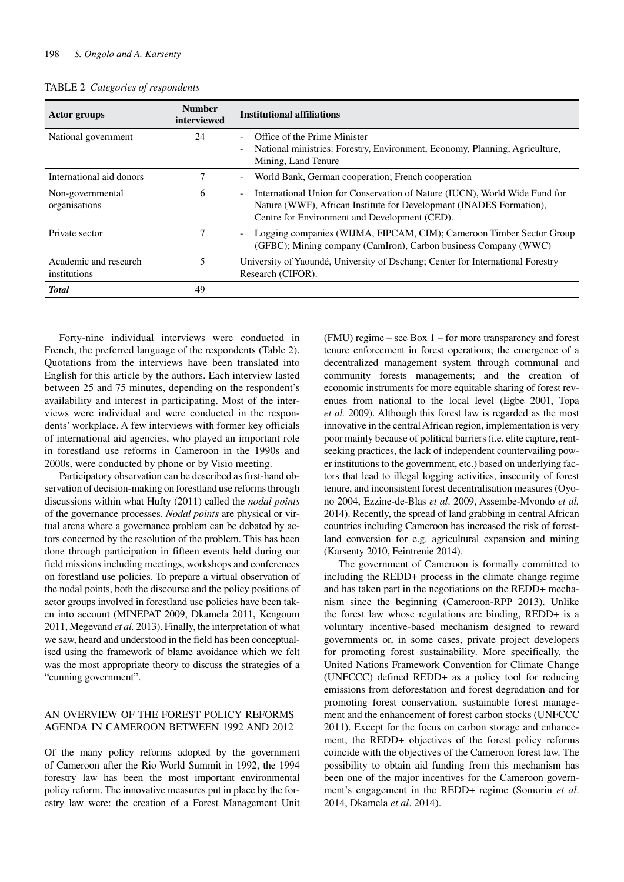TABLE 2 *Categories of respondents*

| Actor groups | Number interviewed | Institutional affiliations |
|---|---|---|
| National government | 24 | - Office of the Prime Minister<br>- National ministries: Forestry, Environment, Economy, Planning, Agriculture, Mining, Land Tenure |
| International aid donors | 7 | - World Bank, German cooperation; French cooperation |
| Non-governmental organisations | 6 | - International Union for Conservation of Nature (IUCN), World Wide Fund for Nature (WWF), African Institute for Development (INADES Formation), Centre for Environment and Development (CED). |
| Private sector | 7 | - Logging companies (WIJMA, FIPCAM, CIM); Cameroon Timber Sector Group (GFBC); Mining company (CamIron), Carbon business Company (WWC) |
| Academic and research institutions | 5 | University of Yaoundé, University of Dschang; Center for International Forestry Research (CIFOR). |
| ***Total*** | 49 | |

Forty-nine individual interviews were conducted in French, the preferred language of the respondents (Table 2). Quotations from the interviews have been translated into English for this article by the authors. Each interview lasted between 25 and 75 minutes, depending on the respondent's availability and interest in participating. Most of the interviews were individual and were conducted in the respondents' workplace. A few interviews with former key officials of international aid agencies, who played an important role in forestland use reforms in Cameroon in the 1990s and 2000s, were conducted by phone or by Visio meeting.

Participatory observation can be described as first-hand observation of decision-making on forestland use reforms through discussions within what Hufty (2011) called the *nodal points* of the governance processes. *Nodal points* are physical or virtual arena where a governance problem can be debated by actors concerned by the resolution of the problem. This has been done through participation in fifteen events held during our field missions including meetings, workshops and conferences on forestland use policies. To prepare a virtual observation of the nodal points, both the discourse and the policy positions of actor groups involved in forestland use policies have been taken into account (MINEPAT 2009, Dkamela 2011, Kengoum 2011, Megevand *et al.* 2013). Finally, the interpretation of what we saw, heard and understood in the field has been conceptualised using the framework of blame avoidance which we felt was the most appropriate theory to discuss the strategies of a "cunning government".

## AN OVERVIEW OF THE FOREST POLICY REFORMS AGENDA IN CAMEROON BETWEEN 1992 AND 2012

Of the many policy reforms adopted by the government of Cameroon after the Rio World Summit in 1992, the 1994 forestry law has been the most important environmental policy reform. The innovative measures put in place by the forestry law were: the creation of a Forest Management Unit (FMU) regime – see Box 1 – for more transparency and forest tenure enforcement in forest operations; the emergence of a decentralized management system through communal and community forests managements; and the creation of economic instruments for more equitable sharing of forest revenues from national to the local level (Egbe 2001, Topa *et al.* 2009). Although this forest law is regarded as the most innovative in the central African region, implementation is very poor mainly because of political barriers (i.e. elite capture, rent-seeking practices, the lack of independent countervailing power institutions to the government, etc.) based on underlying factors that lead to illegal logging activities, insecurity of forest tenure, and inconsistent forest decentralisation measures (Oyono 2004, Ezzine-de-Blas *et al*. 2009, Assembe-Mvondo *et al.* 2014). Recently, the spread of land grabbing in central African countries including Cameroon has increased the risk of forestland conversion for e.g. agricultural expansion and mining (Karsenty 2010, Feintrenie 2014).

The government of Cameroon is formally committed to including the REDD+ process in the climate change regime and has taken part in the negotiations on the REDD+ mechanism since the beginning (Cameroon-RPP 2013). Unlike the forest law whose regulations are binding, REDD+ is a voluntary incentive-based mechanism designed to reward governments or, in some cases, private project developers for promoting forest sustainability. More specifically, the United Nations Framework Convention for Climate Change (UNFCCC) defined REDD+ as a policy tool for reducing emissions from deforestation and forest degradation and for promoting forest conservation, sustainable forest management and the enhancement of forest carbon stocks (UNFCCC 2011). Except for the focus on carbon storage and enhancement, the REDD+ objectives of the forest policy reforms coincide with the objectives of the Cameroon forest law. The possibility to obtain aid funding from this mechanism has been one of the major incentives for the Cameroon government's engagement in the REDD+ regime (Somorin *et al*. 2014, Dkamela *et al*. 2014).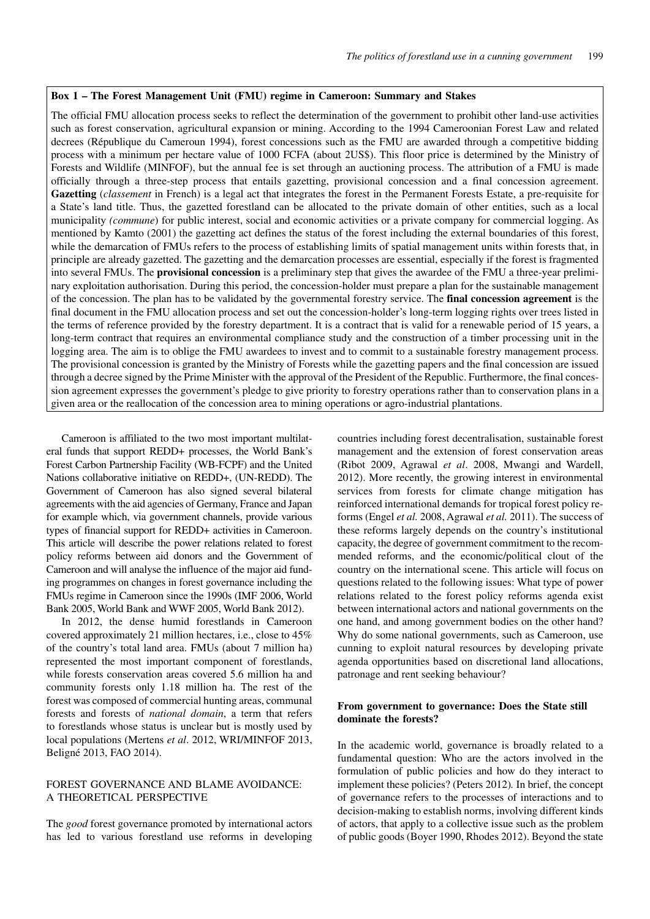**Box 1 – The Forest Management Unit (FMU) regime in Cameroon: Summary and Stakes**

The official FMU allocation process seeks to reflect the determination of the government to prohibit other land-use activities such as forest conservation, agricultural expansion or mining. According to the 1994 Cameroonian Forest Law and related decrees (République du Cameroun 1994), forest concessions such as the FMU are awarded through a competitive bidding process with a minimum per hectare value of 1000 FCFA (about 2US$). This floor price is determined by the Ministry of Forests and Wildlife (MINFOF), but the annual fee is set through an auctioning process. The attribution of a FMU is made officially through a three-step process that entails gazetting, provisional concession and a final concession agreement. **Gazetting** (*classement* in French) is a legal act that integrates the forest in the Permanent Forests Estate, a pre-requisite for a State's land title. Thus, the gazetted forestland can be allocated to the private domain of other entities, such as a local municipality *(commune)* for public interest, social and economic activities or a private company for commercial logging. As mentioned by Kamto (2001) the gazetting act defines the status of the forest including the external boundaries of this forest, while the demarcation of FMUs refers to the process of establishing limits of spatial management units within forests that, in principle are already gazetted. The gazetting and the demarcation processes are essential, especially if the forest is fragmented into several FMUs. The **provisional concession** is a preliminary step that gives the awardee of the FMU a three-year preliminary exploitation authorisation. During this period, the concession-holder must prepare a plan for the sustainable management of the concession. The plan has to be validated by the governmental forestry service. The **final concession agreement** is the final document in the FMU allocation process and set out the concession-holder's long-term logging rights over trees listed in the terms of reference provided by the forestry department. It is a contract that is valid for a renewable period of 15 years, a long-term contract that requires an environmental compliance study and the construction of a timber processing unit in the logging area. The aim is to oblige the FMU awardees to invest and to commit to a sustainable forestry management process. The provisional concession is granted by the Ministry of Forests while the gazetting papers and the final concession are issued through a decree signed by the Prime Minister with the approval of the President of the Republic. Furthermore, the final concession agreement expresses the government's pledge to give priority to forestry operations rather than to conservation plans in a given area or the reallocation of the concession area to mining operations or agro-industrial plantations.

Cameroon is affiliated to the two most important multilateral funds that support REDD+ processes, the World Bank's Forest Carbon Partnership Facility (WB-FCPF) and the United Nations collaborative initiative on REDD+, (UN-REDD). The Government of Cameroon has also signed several bilateral agreements with the aid agencies of Germany, France and Japan for example which, via government channels, provide various types of financial support for REDD+ activities in Cameroon. This article will describe the power relations related to forest policy reforms between aid donors and the Government of Cameroon and will analyse the influence of the major aid funding programmes on changes in forest governance including the FMUs regime in Cameroon since the 1990s (IMF 2006, World Bank 2005, World Bank and WWF 2005, World Bank 2012).

In 2012, the dense humid forestlands in Cameroon covered approximately 21 million hectares, i.e., close to 45% of the country's total land area. FMUs (about 7 million ha) represented the most important component of forestlands, while forests conservation areas covered 5.6 million ha and community forests only 1.18 million ha. The rest of the forest was composed of commercial hunting areas, communal forests and forests of *national domain*, a term that refers to forestlands whose status is unclear but is mostly used by local populations (Mertens *et al*. 2012, WRI/MINFOF 2013, Beligné 2013, FAO 2014).

## FOREST GOVERNANCE AND BLAME AVOIDANCE: A THEORETICAL PERSPECTIVE

The *good* forest governance promoted by international actors has led to various forestland use reforms in developing countries including forest decentralisation, sustainable forest management and the extension of forest conservation areas (Ribot 2009, Agrawal *et al*. 2008, Mwangi and Wardell, 2012). More recently, the growing interest in environmental services from forests for climate change mitigation has reinforced international demands for tropical forest policy reforms (Engel *et al.* 2008, Agrawal *et al.* 2011). The success of these reforms largely depends on the country's institutional capacity, the degree of government commitment to the recommended reforms, and the economic/political clout of the country on the international scene. This article will focus on questions related to the following issues: What type of power relations related to the forest policy reforms agenda exist between international actors and national governments on the one hand, and among government bodies on the other hand? Why do some national governments, such as Cameroon, use cunning to exploit natural resources by developing private agenda opportunities based on discretional land allocations, patronage and rent seeking behaviour?

### From government to governance: Does the State still dominate the forests?

In the academic world, governance is broadly related to a fundamental question: Who are the actors involved in the formulation of public policies and how do they interact to implement these policies? (Peters 2012). In brief, the concept of governance refers to the processes of interactions and to decision-making to establish norms, involving different kinds of actors, that apply to a collective issue such as the problem of public goods (Boyer 1990, Rhodes 2012). Beyond the state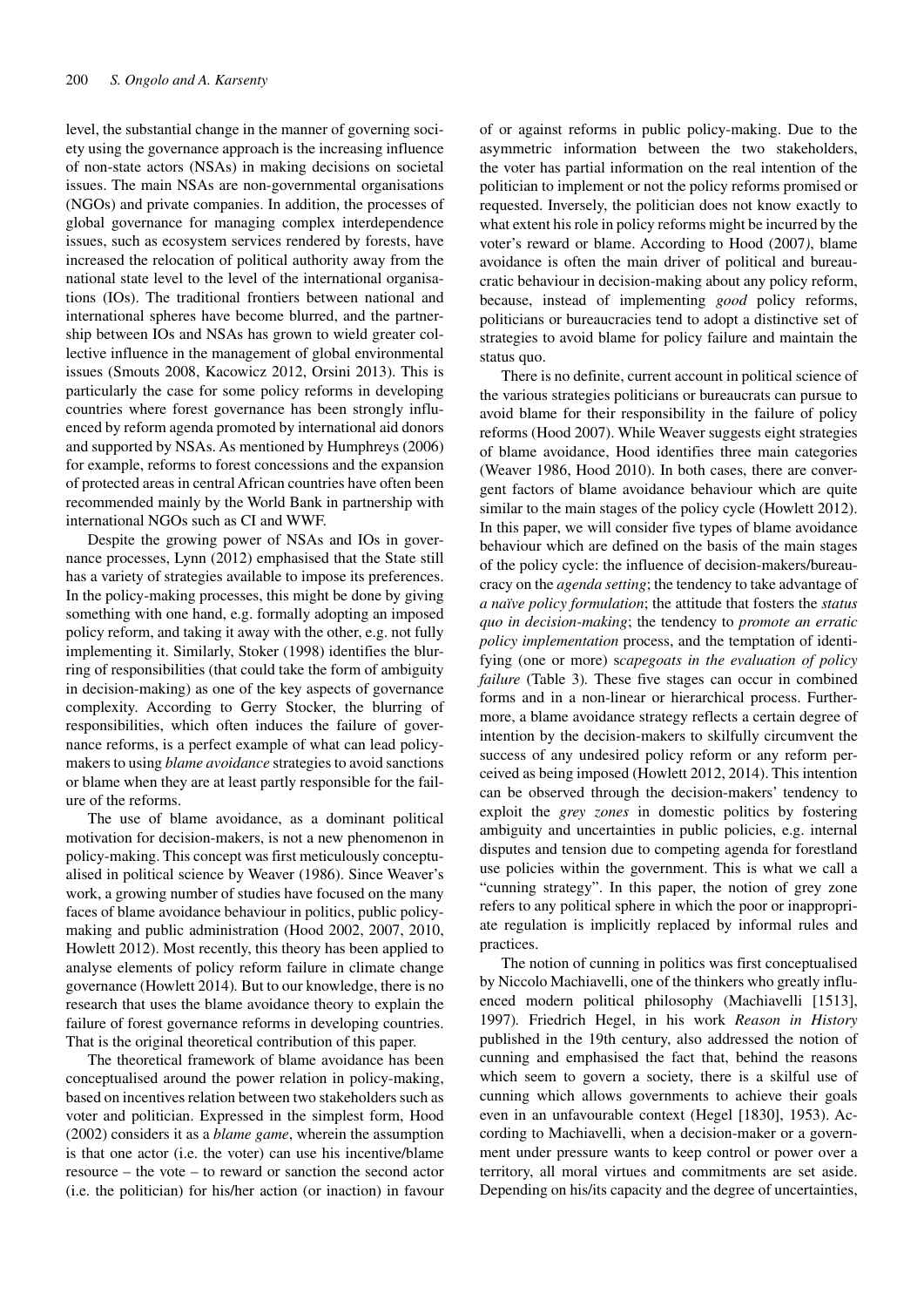level, the substantial change in the manner of governing society using the governance approach is the increasing influence of non-state actors (NSAs) in making decisions on societal issues. The main NSAs are non-governmental organisations (NGOs) and private companies. In addition, the processes of global governance for managing complex interdependence issues, such as ecosystem services rendered by forests, have increased the relocation of political authority away from the national state level to the level of the international organisations (IOs). The traditional frontiers between national and international spheres have become blurred, and the partnership between IOs and NSAs has grown to wield greater collective influence in the management of global environmental issues (Smouts 2008, Kacowicz 2012, Orsini 2013). This is particularly the case for some policy reforms in developing countries where forest governance has been strongly influenced by reform agenda promoted by international aid donors and supported by NSAs. As mentioned by Humphreys (2006) for example, reforms to forest concessions and the expansion of protected areas in central African countries have often been recommended mainly by the World Bank in partnership with international NGOs such as CI and WWF.

Despite the growing power of NSAs and IOs in governance processes, Lynn (2012) emphasised that the State still has a variety of strategies available to impose its preferences. In the policy-making processes, this might be done by giving something with one hand, e.g. formally adopting an imposed policy reform, and taking it away with the other, e.g. not fully implementing it. Similarly, Stoker (1998) identifies the blurring of responsibilities (that could take the form of ambiguity in decision-making) as one of the key aspects of governance complexity. According to Gerry Stocker, the blurring of responsibilities, which often induces the failure of governance reforms, is a perfect example of what can lead policy-makers to using *blame avoidance* strategies to avoid sanctions or blame when they are at least partly responsible for the failure of the reforms.

The use of blame avoidance, as a dominant political motivation for decision-makers, is not a new phenomenon in policy-making. This concept was first meticulously conceptualised in political science by Weaver (1986). Since Weaver's work, a growing number of studies have focused on the many faces of blame avoidance behaviour in politics, public policy-making and public administration (Hood 2002, 2007, 2010, Howlett 2012). Most recently, this theory has been applied to analyse elements of policy reform failure in climate change governance (Howlett 2014). But to our knowledge, there is no research that uses the blame avoidance theory to explain the failure of forest governance reforms in developing countries. That is the original theoretical contribution of this paper.

The theoretical framework of blame avoidance has been conceptualised around the power relation in policy-making, based on incentives relation between two stakeholders such as voter and politician. Expressed in the simplest form, Hood (2002) considers it as a *blame game*, wherein the assumption is that one actor (i.e. the voter) can use his incentive/blame resource – the vote – to reward or sanction the second actor (i.e. the politician) for his/her action (or inaction) in favour of or against reforms in public policy-making. Due to the asymmetric information between the two stakeholders, the voter has partial information on the real intention of the politician to implement or not the policy reforms promised or requested. Inversely, the politician does not know exactly to what extent his role in policy reforms might be incurred by the voter's reward or blame. According to Hood (2007), blame avoidance is often the main driver of political and bureaucratic behaviour in decision-making about any policy reform, because, instead of implementing *good* policy reforms, politicians or bureaucracies tend to adopt a distinctive set of strategies to avoid blame for policy failure and maintain the status quo.

There is no definite, current account in political science of the various strategies politicians or bureaucrats can pursue to avoid blame for their responsibility in the failure of policy reforms (Hood 2007). While Weaver suggests eight strategies of blame avoidance, Hood identifies three main categories (Weaver 1986, Hood 2010). In both cases, there are convergent factors of blame avoidance behaviour which are quite similar to the main stages of the policy cycle (Howlett 2012). In this paper, we will consider five types of blame avoidance behaviour which are defined on the basis of the main stages of the policy cycle: the influence of decision-makers/bureaucracy on the *agenda setting*; the tendency to take advantage of *a naïve policy formulation*; the attitude that fosters the *status quo in decision-making*; the tendency to *promote an erratic policy implementation* process, and the temptation of identifying (one or more) s*capegoats in the evaluation of policy failure* (Table 3). These five stages can occur in combined forms and in a non-linear or hierarchical process. Furthermore, a blame avoidance strategy reflects a certain degree of intention by the decision-makers to skilfully circumvent the success of any undesired policy reform or any reform perceived as being imposed (Howlett 2012, 2014). This intention can be observed through the decision-makers' tendency to exploit the *grey zones* in domestic politics by fostering ambiguity and uncertainties in public policies, e.g. internal disputes and tension due to competing agenda for forestland use policies within the government. This is what we call a "cunning strategy". In this paper, the notion of grey zone refers to any political sphere in which the poor or inappropriate regulation is implicitly replaced by informal rules and practices.

The notion of cunning in politics was first conceptualised by Niccolo Machiavelli, one of the thinkers who greatly influenced modern political philosophy (Machiavelli [1513], 1997). Friedrich Hegel, in his work *Reason in History* published in the 19th century, also addressed the notion of cunning and emphasised the fact that, behind the reasons which seem to govern a society, there is a skilful use of cunning which allows governments to achieve their goals even in an unfavourable context (Hegel [1830], 1953). According to Machiavelli, when a decision-maker or a government under pressure wants to keep control or power over a territory, all moral virtues and commitments are set aside. Depending on his/its capacity and the degree of uncertainties,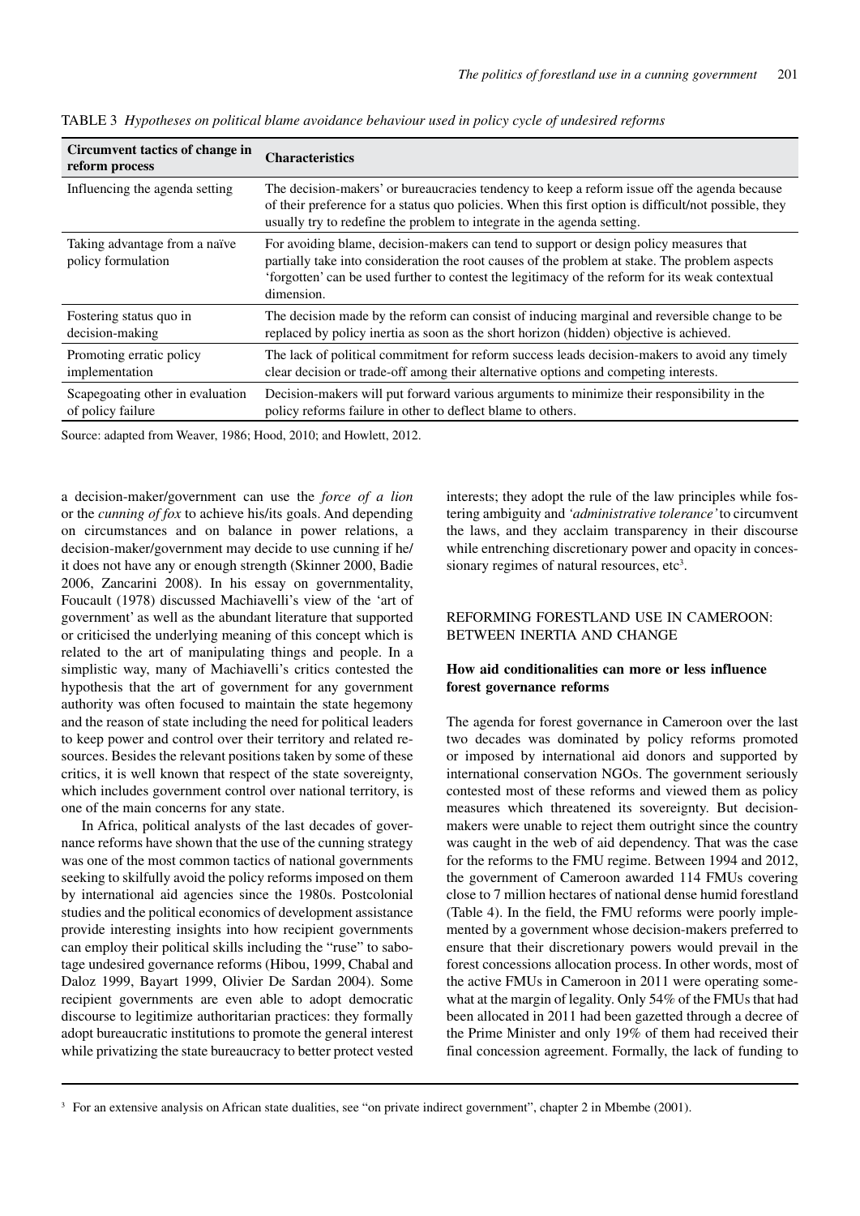TABLE 3 *Hypotheses on political blame avoidance behaviour used in policy cycle of undesired reforms*

| Circumvent tactics of change in reform process | Characteristics |
|---|---|
| Influencing the agenda setting | The decision-makers' or bureaucracies tendency to keep a reform issue off the agenda because of their preference for a status quo policies. When this first option is difficult/not possible, they usually try to redefine the problem to integrate in the agenda setting. |
| Taking advantage from a naïve policy formulation | For avoiding blame, decision-makers can tend to support or design policy measures that partially take into consideration the root causes of the problem at stake. The problem aspects 'forgotten' can be used further to contest the legitimacy of the reform for its weak contextual dimension. |
| Fostering status quo in decision-making | The decision made by the reform can consist of inducing marginal and reversible change to be replaced by policy inertia as soon as the short horizon (hidden) objective is achieved. |
| Promoting erratic policy implementation | The lack of political commitment for reform success leads decision-makers to avoid any timely clear decision or trade-off among their alternative options and competing interests. |
| Scapegoating other in evaluation of policy failure | Decision-makers will put forward various arguments to minimize their responsibility in the policy reforms failure in other to deflect blame to others. |

Source: adapted from Weaver, 1986; Hood, 2010; and Howlett, 2012.

a decision-maker/government can use the *force of a lion* or the *cunning of fox* to achieve his/its goals. And depending on circumstances and on balance in power relations, a decision-maker/government may decide to use cunning if he/it does not have any or enough strength (Skinner 2000, Badie 2006, Zancarini 2008). In his essay on governmentality, Foucault (1978) discussed Machiavelli's view of the 'art of government' as well as the abundant literature that supported or criticised the underlying meaning of this concept which is related to the art of manipulating things and people. In a simplistic way, many of Machiavelli's critics contested the hypothesis that the art of government for any government authority was often focused to maintain the state hegemony and the reason of state including the need for political leaders to keep power and control over their territory and related resources. Besides the relevant positions taken by some of these critics, it is well known that respect of the state sovereignty, which includes government control over national territory, is one of the main concerns for any state.

In Africa, political analysts of the last decades of governance reforms have shown that the use of the cunning strategy was one of the most common tactics of national governments seeking to skilfully avoid the policy reforms imposed on them by international aid agencies since the 1980s. Postcolonial studies and the political economics of development assistance provide interesting insights into how recipient governments can employ their political skills including the "ruse" to sabotage undesired governance reforms (Hibou, 1999, Chabal and Daloz 1999, Bayart 1999, Olivier De Sardan 2004). Some recipient governments are even able to adopt democratic discourse to legitimize authoritarian practices: they formally adopt bureaucratic institutions to promote the general interest while privatizing the state bureaucracy to better protect vested interests; they adopt the rule of the law principles while fostering ambiguity and *'administrative tolerance'* to circumvent the laws, and they acclaim transparency in their discourse while entrenching discretionary power and opacity in concessionary regimes of natural resources, etc[3].

## REFORMING FORESTLAND USE IN CAMEROON: BETWEEN INERTIA AND CHANGE

### How aid conditionalities can more or less influence forest governance reforms

The agenda for forest governance in Cameroon over the last two decades was dominated by policy reforms promoted or imposed by international aid donors and supported by international conservation NGOs. The government seriously contested most of these reforms and viewed them as policy measures which threatened its sovereignty. But decision-makers were unable to reject them outright since the country was caught in the web of aid dependency. That was the case for the reforms to the FMU regime. Between 1994 and 2012, the government of Cameroon awarded 114 FMUs covering close to 7 million hectares of national dense humid forestland (Table 4). In the field, the FMU reforms were poorly implemented by a government whose decision-makers preferred to ensure that their discretionary powers would prevail in the forest concessions allocation process. In other words, most of the active FMUs in Cameroon in 2011 were operating somewhat at the margin of legality. Only 54% of the FMUs that had been allocated in 2011 had been gazetted through a decree of the Prime Minister and only 19% of them had received their final concession agreement. Formally, the lack of funding to

[3] For an extensive analysis on African state dualities, see "on private indirect government", chapter 2 in Mbembe (2001).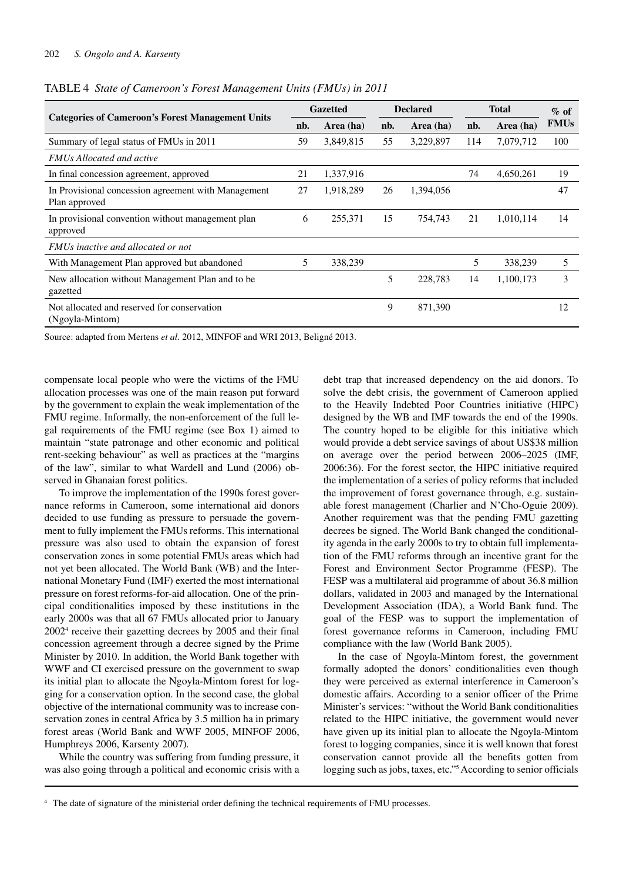TABLE 4 *State of Cameroon's Forest Management Units (FMUs) in 2011*

| Categories of Cameroon's Forest Management Units | Gazetted | | Declared | | Total | | % of FMUs |
|---|---|---|---|---|---|---|---|
| | nb. | Area (ha) | nb. | Area (ha) | nb. | Area (ha) | |
| Summary of legal status of FMUs in 2011 | 59 | 3,849,815 | 55 | 3,229,897 | 114 | 7,079,712 | 100 |
| *FMUs Allocated and active* | | | | | | | |
| In final concession agreement, approved | 21 | 1,337,916 | | | 74 | 4,650,261 | 19 |
| In Provisional concession agreement with Management Plan approved | 27 | 1,918,289 | 26 | 1,394,056 | | | 47 |
| In provisional convention without management plan approved | 6 | 255,371 | 15 | 754,743 | 21 | 1,010,114 | 14 |
| *FMUs inactive and allocated or not* | | | | | | | |
| With Management Plan approved but abandoned | 5 | 338,239 | | | 5 | 338,239 | 5 |
| New allocation without Management Plan and to be gazetted | | | 5 | 228,783 | 14 | 1,100,173 | 3 |
| Not allocated and reserved for conservation (Ngoyla-Mintom) | | | 9 | 871,390 | | | 12 |

Source: adapted from Mertens *et al*. 2012, MINFOF and WRI 2013, Beligné 2013.

compensate local people who were the victims of the FMU allocation processes was one of the main reason put forward by the government to explain the weak implementation of the FMU regime. Informally, the non-enforcement of the full legal requirements of the FMU regime (see Box 1) aimed to maintain "state patronage and other economic and political rent-seeking behaviour" as well as practices at the "margins of the law", similar to what Wardell and Lund (2006) observed in Ghanaian forest politics.

To improve the implementation of the 1990s forest governance reforms in Cameroon, some international aid donors decided to use funding as pressure to persuade the government to fully implement the FMUs reforms. This international pressure was also used to obtain the expansion of forest conservation zones in some potential FMUs areas which had not yet been allocated. The World Bank (WB) and the International Monetary Fund (IMF) exerted the most international pressure on forest reforms-for-aid allocation. One of the principal conditionalities imposed by these institutions in the early 2000s was that all 67 FMUs allocated prior to January 2002[4] receive their gazetting decrees by 2005 and their final concession agreement through a decree signed by the Prime Minister by 2010. In addition, the World Bank together with WWF and CI exercised pressure on the government to swap its initial plan to allocate the Ngoyla-Mintom forest for logging for a conservation option. In the second case, the global objective of the international community was to increase conservation zones in central Africa by 3.5 million ha in primary forest areas (World Bank and WWF 2005, MINFOF 2006, Humphreys 2006, Karsenty 2007).

While the country was suffering from funding pressure, it was also going through a political and economic crisis with a debt trap that increased dependency on the aid donors. To solve the debt crisis, the government of Cameroon applied to the Heavily Indebted Poor Countries initiative (HIPC) designed by the WB and IMF towards the end of the 1990s. The country hoped to be eligible for this initiative which would provide a debt service savings of about US$38 million on average over the period between 2006–2025 (IMF, 2006:36). For the forest sector, the HIPC initiative required the implementation of a series of policy reforms that included the improvement of forest governance through, e.g. sustainable forest management (Charlier and N'Cho-Oguie 2009). Another requirement was that the pending FMU gazetting decrees be signed. The World Bank changed the conditionality agenda in the early 2000s to try to obtain full implementation of the FMU reforms through an incentive grant for the Forest and Environment Sector Programme (FESP). The FESP was a multilateral aid programme of about 36.8 million dollars, validated in 2003 and managed by the International Development Association (IDA), a World Bank fund. The goal of the FESP was to support the implementation of forest governance reforms in Cameroon, including FMU compliance with the law (World Bank 2005).

In the case of Ngoyla-Mintom forest, the government formally adopted the donors' conditionalities even though they were perceived as external interference in Cameroon's domestic affairs. According to a senior officer of the Prime Minister's services: "without the World Bank conditionalities related to the HIPC initiative, the government would never have given up its initial plan to allocate the Ngoyla-Mintom forest to logging companies, since it is well known that forest conservation cannot provide all the benefits gotten from logging such as jobs, taxes, etc."[5] According to senior officials

[4] The date of signature of the ministerial order defining the technical requirements of FMU processes.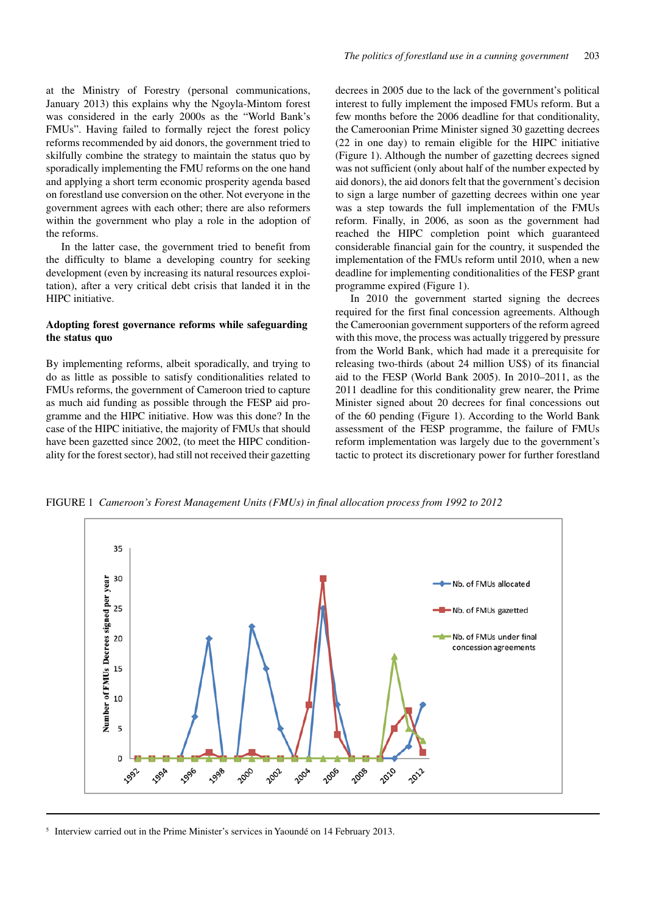at the Ministry of Forestry (personal communications, January 2013) this explains why the Ngoyla-Mintom forest was considered in the early 2000s as the "World Bank's FMUs". Having failed to formally reject the forest policy reforms recommended by aid donors, the government tried to skilfully combine the strategy to maintain the status quo by sporadically implementing the FMU reforms on the one hand and applying a short term economic prosperity agenda based on forestland use conversion on the other. Not everyone in the government agrees with each other; there are also reformers within the government who play a role in the adoption of the reforms.

In the latter case, the government tried to benefit from the difficulty to blame a developing country for seeking development (even by increasing its natural resources exploitation), after a very critical debt crisis that landed it in the HIPC initiative.

## Adopting forest governance reforms while safeguarding the status quo

By implementing reforms, albeit sporadically, and trying to do as little as possible to satisfy conditionalities related to FMUs reforms, the government of Cameroon tried to capture as much aid funding as possible through the FESP aid programme and the HIPC initiative. How was this done? In the case of the HIPC initiative, the majority of FMUs that should have been gazetted since 2002, (to meet the HIPC conditionality for the forest sector), had still not received their gazetting decrees in 2005 due to the lack of the government's political interest to fully implement the imposed FMUs reform. But a few months before the 2006 deadline for that conditionality, the Cameroonian Prime Minister signed 30 gazetting decrees (22 in one day) to remain eligible for the HIPC initiative (Figure 1). Although the number of gazetting decrees signed was not sufficient (only about half of the number expected by aid donors), the aid donors felt that the government's decision to sign a large number of gazetting decrees within one year was a step towards the full implementation of the FMUs reform. Finally, in 2006, as soon as the government had reached the HIPC completion point which guaranteed considerable financial gain for the country, it suspended the implementation of the FMUs reform until 2010, when a new deadline for implementing conditionalities of the FESP grant programme expired (Figure 1).

In 2010 the government started signing the decrees required for the first final concession agreements. Although the Cameroonian government supporters of the reform agreed with this move, the process was actually triggered by pressure from the World Bank, which had made it a prerequisite for releasing two-thirds (about 24 million US$) of its financial aid to the FESP (World Bank 2005). In 2010–2011, as the 2011 deadline for this conditionality grew nearer, the Prime Minister signed about 20 decrees for final concessions out of the 60 pending (Figure 1). According to the World Bank assessment of the FESP programme, the failure of FMUs reform implementation was largely due to the government's tactic to protect its discretionary power for further forestland

FIGURE 1 *Cameroon's Forest Management Units (FMUs) in final allocation process from 1992 to 2012*

---

[5] Interview carried out in the Prime Minister's services in Yaoundé on 14 February 2013.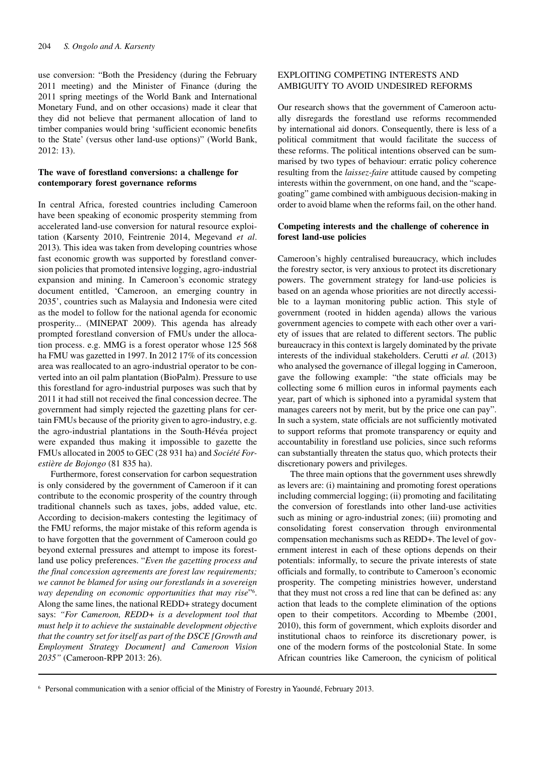use conversion: "Both the Presidency (during the February 2011 meeting) and the Minister of Finance (during the 2011 spring meetings of the World Bank and International Monetary Fund, and on other occasions) made it clear that they did not believe that permanent allocation of land to timber companies would bring 'sufficient economic benefits to the State' (versus other land-use options)" (World Bank, 2012: 13).

### The wave of forestland conversions: a challenge for contemporary forest governance reforms

In central Africa, forested countries including Cameroon have been speaking of economic prosperity stemming from accelerated land-use conversion for natural resource exploitation (Karsenty 2010, Feintrenie 2014, Megevand *et al*. 2013). This idea was taken from developing countries whose fast economic growth was supported by forestland conversion policies that promoted intensive logging, agro-industrial expansion and mining. In Cameroon's economic strategy document entitled, 'Cameroon, an emerging country in 2035', countries such as Malaysia and Indonesia were cited as the model to follow for the national agenda for economic prosperity... (MINEPAT 2009). This agenda has already prompted forestland conversion of FMUs under the allocation process. e.g. MMG is a forest operator whose 125 568 ha FMU was gazetted in 1997. In 2012 17% of its concession area was reallocated to an agro-industrial operator to be converted into an oil palm plantation (BioPalm). Pressure to use this forestland for agro-industrial purposes was such that by 2011 it had still not received the final concession decree. The government had simply rejected the gazetting plans for certain FMUs because of the priority given to agro-industry, e.g. the agro-industrial plantations in the South-Hévéa project were expanded thus making it impossible to gazette the FMUs allocated in 2005 to GEC (28 931 ha) and *Société Forestière de Bojongo* (81 835 ha).

Furthermore, forest conservation for carbon sequestration is only considered by the government of Cameroon if it can contribute to the economic prosperity of the country through traditional channels such as taxes, jobs, added value, etc. According to decision-makers contesting the legitimacy of the FMU reforms, the major mistake of this reform agenda is to have forgotten that the government of Cameroon could go beyond external pressures and attempt to impose its forestland use policy preferences. "*Even the gazetting process and the final concession agreements are forest law requirements; we cannot be blamed for using our forestlands in a sovereign way depending on economic opportunities that may rise*"[6]. Along the same lines, the national REDD+ strategy document says: *"For Cameroon, REDD+ is a development tool that must help it to achieve the sustainable development objective that the country set for itself as part of the DSCE [Growth and Employment Strategy Document] and Cameroon Vision 2035"* (Cameroon-RPP 2013: 26).

## EXPLOITING COMPETING INTERESTS AND AMBIGUITY TO AVOID UNDESIRED REFORMS

Our research shows that the government of Cameroon actually disregards the forestland use reforms recommended by international aid donors. Consequently, there is less of a political commitment that would facilitate the success of these reforms. The political intentions observed can be summarised by two types of behaviour: erratic policy coherence resulting from the *laissez-faire* attitude caused by competing interests within the government, on one hand, and the "scapegoating" game combined with ambiguous decision-making in order to avoid blame when the reforms fail, on the other hand.

### Competing interests and the challenge of coherence in forest land-use policies

Cameroon's highly centralised bureaucracy, which includes the forestry sector, is very anxious to protect its discretionary powers. The government strategy for land-use policies is based on an agenda whose priorities are not directly accessible to a layman monitoring public action. This style of government (rooted in hidden agenda) allows the various government agencies to compete with each other over a variety of issues that are related to different sectors. The public bureaucracy in this context is largely dominated by the private interests of the individual stakeholders. Cerutti *et al.* (2013) who analysed the governance of illegal logging in Cameroon, gave the following example: "the state officials may be collecting some 6 million euros in informal payments each year, part of which is siphoned into a pyramidal system that manages careers not by merit, but by the price one can pay". In such a system, state officials are not sufficiently motivated to support reforms that promote transparency or equity and accountability in forestland use policies, since such reforms can substantially threaten the status quo, which protects their discretionary powers and privileges.

The three main options that the government uses shrewdly as levers are: (i) maintaining and promoting forest operations including commercial logging; (ii) promoting and facilitating the conversion of forestlands into other land-use activities such as mining or agro-industrial zones; (iii) promoting and consolidating forest conservation through environmental compensation mechanisms such as REDD+. The level of government interest in each of these options depends on their potentials: informally, to secure the private interests of state officials and formally, to contribute to Cameroon's economic prosperity. The competing ministries however, understand that they must not cross a red line that can be defined as: any action that leads to the complete elimination of the options open to their competitors. According to Mbembe (2001, 2010), this form of government, which exploits disorder and institutional chaos to reinforce its discretionary power, is one of the modern forms of the postcolonial State. In some African countries like Cameroon, the cynicism of political

[6] Personal communication with a senior official of the Ministry of Forestry in Yaoundé, February 2013.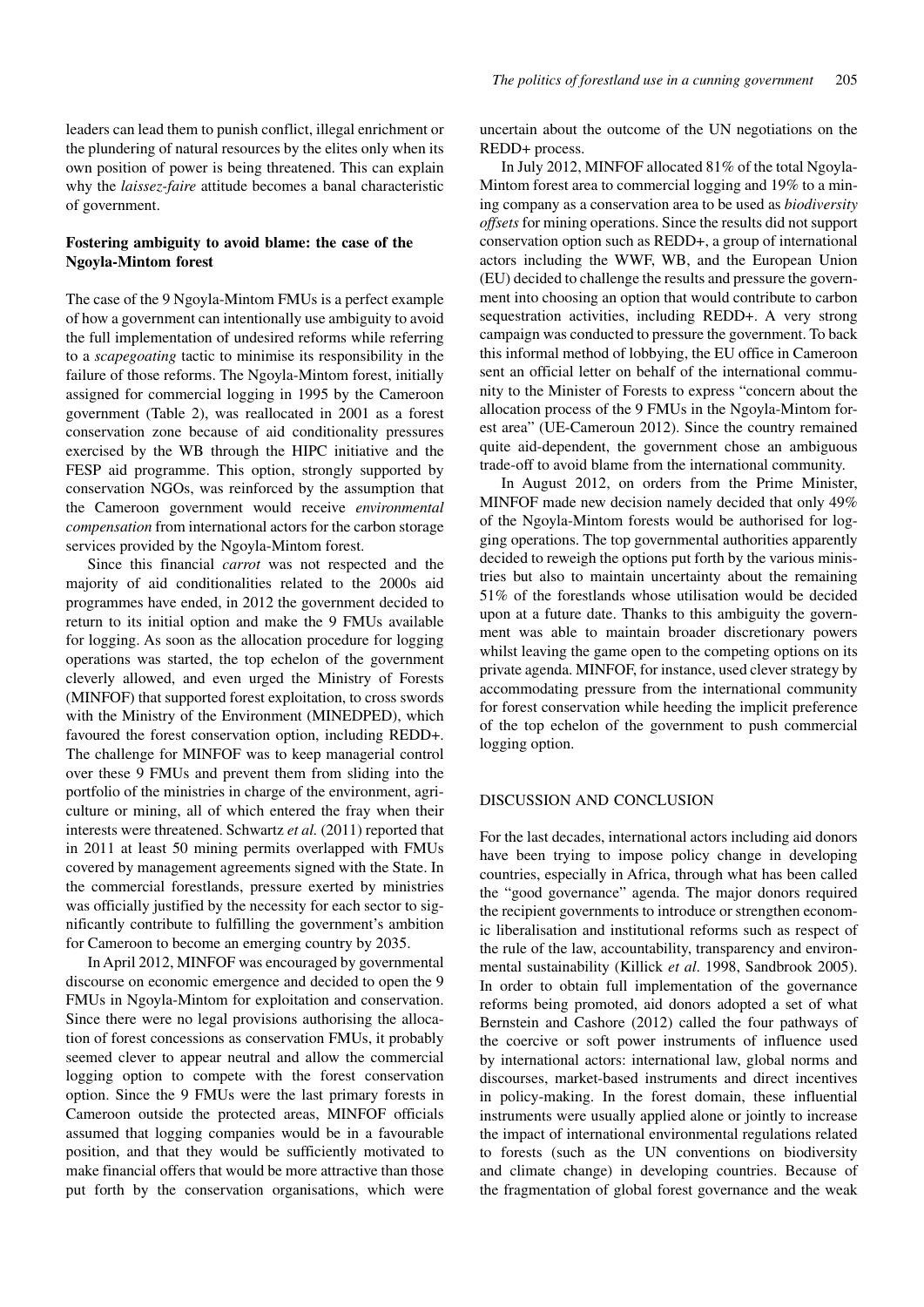leaders can lead them to punish conflict, illegal enrichment or the plundering of natural resources by the elites only when its own position of power is being threatened. This can explain why the *laissez-faire* attitude becomes a banal characteristic of government.

### Fostering ambiguity to avoid blame: the case of the Ngoyla-Mintom forest

The case of the 9 Ngoyla-Mintom FMUs is a perfect example of how a government can intentionally use ambiguity to avoid the full implementation of undesired reforms while referring to a *scapegoating* tactic to minimise its responsibility in the failure of those reforms. The Ngoyla-Mintom forest, initially assigned for commercial logging in 1995 by the Cameroon government (Table 2), was reallocated in 2001 as a forest conservation zone because of aid conditionality pressures exercised by the WB through the HIPC initiative and the FESP aid programme. This option, strongly supported by conservation NGOs, was reinforced by the assumption that the Cameroon government would receive *environmental compensation* from international actors for the carbon storage services provided by the Ngoyla-Mintom forest.

Since this financial *carrot* was not respected and the majority of aid conditionalities related to the 2000s aid programmes have ended, in 2012 the government decided to return to its initial option and make the 9 FMUs available for logging. As soon as the allocation procedure for logging operations was started, the top echelon of the government cleverly allowed, and even urged the Ministry of Forests (MINFOF) that supported forest exploitation, to cross swords with the Ministry of the Environment (MINEDPED), which favoured the forest conservation option, including REDD+. The challenge for MINFOF was to keep managerial control over these 9 FMUs and prevent them from sliding into the portfolio of the ministries in charge of the environment, agriculture or mining, all of which entered the fray when their interests were threatened. Schwartz *et al.* (2011) reported that in 2011 at least 50 mining permits overlapped with FMUs covered by management agreements signed with the State. In the commercial forestlands, pressure exerted by ministries was officially justified by the necessity for each sector to significantly contribute to fulfilling the government's ambition for Cameroon to become an emerging country by 2035.

In April 2012, MINFOF was encouraged by governmental discourse on economic emergence and decided to open the 9 FMUs in Ngoyla-Mintom for exploitation and conservation. Since there were no legal provisions authorising the allocation of forest concessions as conservation FMUs, it probably seemed clever to appear neutral and allow the commercial logging option to compete with the forest conservation option. Since the 9 FMUs were the last primary forests in Cameroon outside the protected areas, MINFOF officials assumed that logging companies would be in a favourable position, and that they would be sufficiently motivated to make financial offers that would be more attractive than those put forth by the conservation organisations, which were uncertain about the outcome of the UN negotiations on the REDD+ process.

In July 2012, MINFOF allocated 81% of the total Ngoyla-Mintom forest area to commercial logging and 19% to a mining company as a conservation area to be used as *biodiversity offsets* for mining operations. Since the results did not support conservation option such as REDD+, a group of international actors including the WWF, WB, and the European Union (EU) decided to challenge the results and pressure the government into choosing an option that would contribute to carbon sequestration activities, including REDD+. A very strong campaign was conducted to pressure the government. To back this informal method of lobbying, the EU office in Cameroon sent an official letter on behalf of the international community to the Minister of Forests to express "concern about the allocation process of the 9 FMUs in the Ngoyla-Mintom forest area" (UE-Cameroun 2012). Since the country remained quite aid-dependent, the government chose an ambiguous trade-off to avoid blame from the international community.

In August 2012, on orders from the Prime Minister, MINFOF made new decision namely decided that only 49% of the Ngoyla-Mintom forests would be authorised for logging operations. The top governmental authorities apparently decided to reweigh the options put forth by the various ministries but also to maintain uncertainty about the remaining 51% of the forestlands whose utilisation would be decided upon at a future date. Thanks to this ambiguity the government was able to maintain broader discretionary powers whilst leaving the game open to the competing options on its private agenda. MINFOF, for instance, used clever strategy by accommodating pressure from the international community for forest conservation while heeding the implicit preference of the top echelon of the government to push commercial logging option.

## DISCUSSION AND CONCLUSION

For the last decades, international actors including aid donors have been trying to impose policy change in developing countries, especially in Africa, through what has been called the "good governance" agenda. The major donors required the recipient governments to introduce or strengthen economic liberalisation and institutional reforms such as respect of the rule of the law, accountability, transparency and environmental sustainability (Killick *et al.* 1998, Sandbrook 2005). In order to obtain full implementation of the governance reforms being promoted, aid donors adopted a set of what Bernstein and Cashore (2012) called the four pathways of the coercive or soft power instruments of influence used by international actors: international law, global norms and discourses, market-based instruments and direct incentives in policy-making. In the forest domain, these influential instruments were usually applied alone or jointly to increase the impact of international environmental regulations related to forests (such as the UN conventions on biodiversity and climate change) in developing countries. Because of the fragmentation of global forest governance and the weak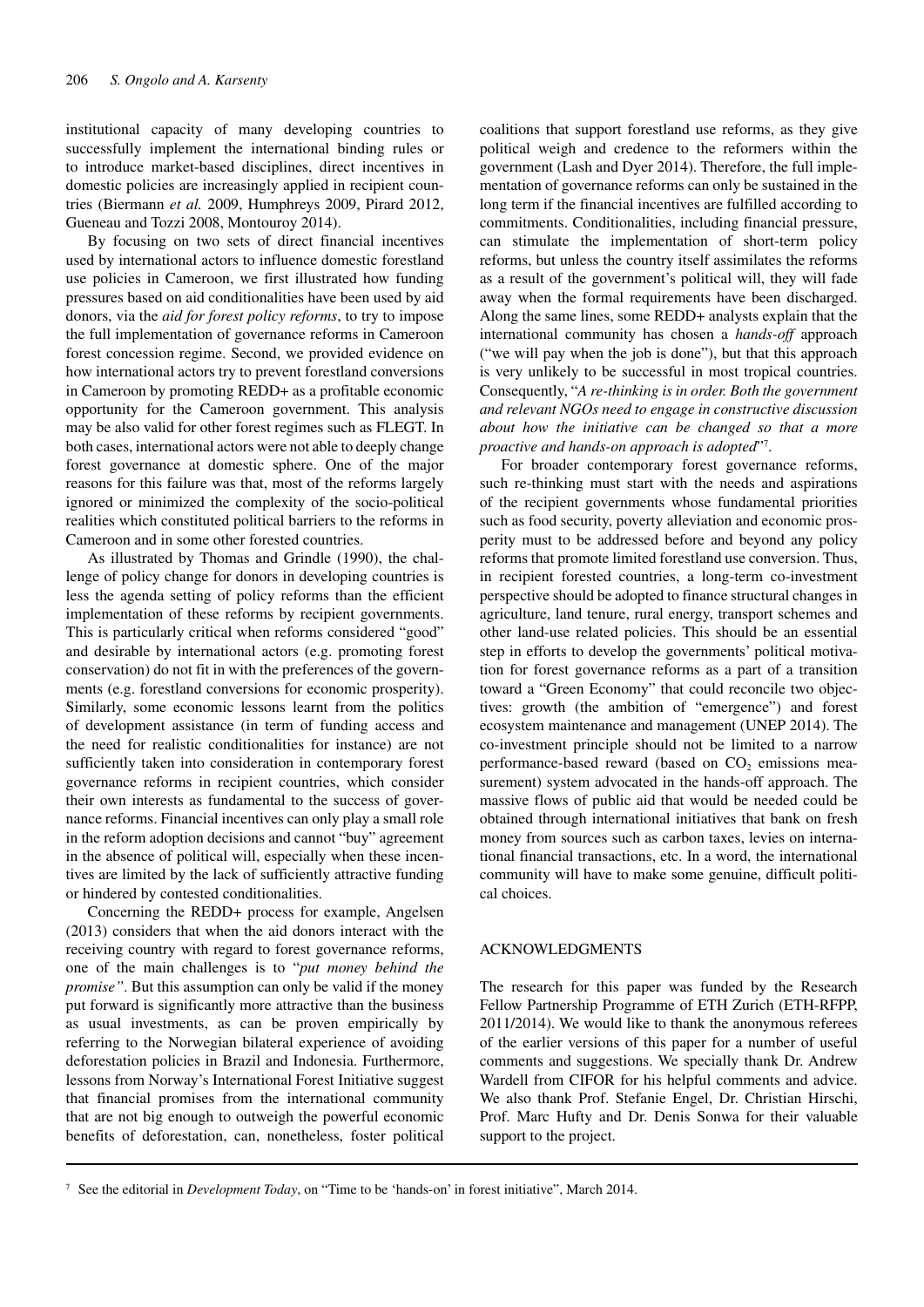institutional capacity of many developing countries to successfully implement the international binding rules or to introduce market-based disciplines, direct incentives in domestic policies are increasingly applied in recipient countries (Biermann *et al.* 2009, Humphreys 2009, Pirard 2012, Gueneau and Tozzi 2008, Montouroy 2014).

By focusing on two sets of direct financial incentives used by international actors to influence domestic forestland use policies in Cameroon, we first illustrated how funding pressures based on aid conditionalities have been used by aid donors, via the *aid for forest policy reforms*, to try to impose the full implementation of governance reforms in Cameroon forest concession regime. Second, we provided evidence on how international actors try to prevent forestland conversions in Cameroon by promoting REDD+ as a profitable economic opportunity for the Cameroon government. This analysis may be also valid for other forest regimes such as FLEGT. In both cases, international actors were not able to deeply change forest governance at domestic sphere. One of the major reasons for this failure was that, most of the reforms largely ignored or minimized the complexity of the socio-political realities which constituted political barriers to the reforms in Cameroon and in some other forested countries.

As illustrated by Thomas and Grindle (1990), the challenge of policy change for donors in developing countries is less the agenda setting of policy reforms than the efficient implementation of these reforms by recipient governments. This is particularly critical when reforms considered "good" and desirable by international actors (e.g. promoting forest conservation) do not fit in with the preferences of the governments (e.g. forestland conversions for economic prosperity). Similarly, some economic lessons learnt from the politics of development assistance (in term of funding access and the need for realistic conditionalities for instance) are not sufficiently taken into consideration in contemporary forest governance reforms in recipient countries, which consider their own interests as fundamental to the success of governance reforms. Financial incentives can only play a small role in the reform adoption decisions and cannot "buy" agreement in the absence of political will, especially when these incentives are limited by the lack of sufficiently attractive funding or hindered by contested conditionalities.

Concerning the REDD+ process for example, Angelsen (2013) considers that when the aid donors interact with the receiving country with regard to forest governance reforms, one of the main challenges is to "*put money behind the promise*". But this assumption can only be valid if the money put forward is significantly more attractive than the business as usual investments, as can be proven empirically by referring to the Norwegian bilateral experience of avoiding deforestation policies in Brazil and Indonesia. Furthermore, lessons from Norway's International Forest Initiative suggest that financial promises from the international community that are not big enough to outweigh the powerful economic benefits of deforestation, can, nonetheless, foster political coalitions that support forestland use reforms, as they give political weigh and credence to the reformers within the government (Lash and Dyer 2014). Therefore, the full implementation of governance reforms can only be sustained in the long term if the financial incentives are fulfilled according to commitments. Conditionalities, including financial pressure, can stimulate the implementation of short-term policy reforms, but unless the country itself assimilates the reforms as a result of the government's political will, they will fade away when the formal requirements have been discharged. Along the same lines, some REDD+ analysts explain that the international community has chosen a *hands-off* approach ("we will pay when the job is done"), but that this approach is very unlikely to be successful in most tropical countries. Consequently, "*A re-thinking is in order. Both the government and relevant NGOs need to engage in constructive discussion about how the initiative can be changed so that a more proactive and hands-on approach is adopted*"[7].

For broader contemporary forest governance reforms, such re-thinking must start with the needs and aspirations of the recipient governments whose fundamental priorities such as food security, poverty alleviation and economic prosperity must to be addressed before and beyond any policy reforms that promote limited forestland use conversion. Thus, in recipient forested countries, a long-term co-investment perspective should be adopted to finance structural changes in agriculture, land tenure, rural energy, transport schemes and other land-use related policies. This should be an essential step in efforts to develop the governments' political motivation for forest governance reforms as a part of a transition toward a "Green Economy" that could reconcile two objectives: growth (the ambition of "emergence") and forest ecosystem maintenance and management (UNEP 2014). The co-investment principle should not be limited to a narrow performance-based reward (based on $CO_2$ emissions measurement) system advocated in the hands-off approach. The massive flows of public aid that would be needed could be obtained through international initiatives that bank on fresh money from sources such as carbon taxes, levies on international financial transactions, etc. In a word, the international community will have to make some genuine, difficult political choices.

## ACKNOWLEDGMENTS

The research for this paper was funded by the Research Fellow Partnership Programme of ETH Zurich (ETH-RFPP, 2011/2014). We would like to thank the anonymous referees of the earlier versions of this paper for a number of useful comments and suggestions. We specially thank Dr. Andrew Wardell from CIFOR for his helpful comments and advice. We also thank Prof. Stefanie Engel, Dr. Christian Hirschi, Prof. Marc Hufty and Dr. Denis Sonwa for their valuable support to the project.

---

[7] See the editorial in *Development Today*, on "Time to be 'hands-on' in forest initiative", March 2014.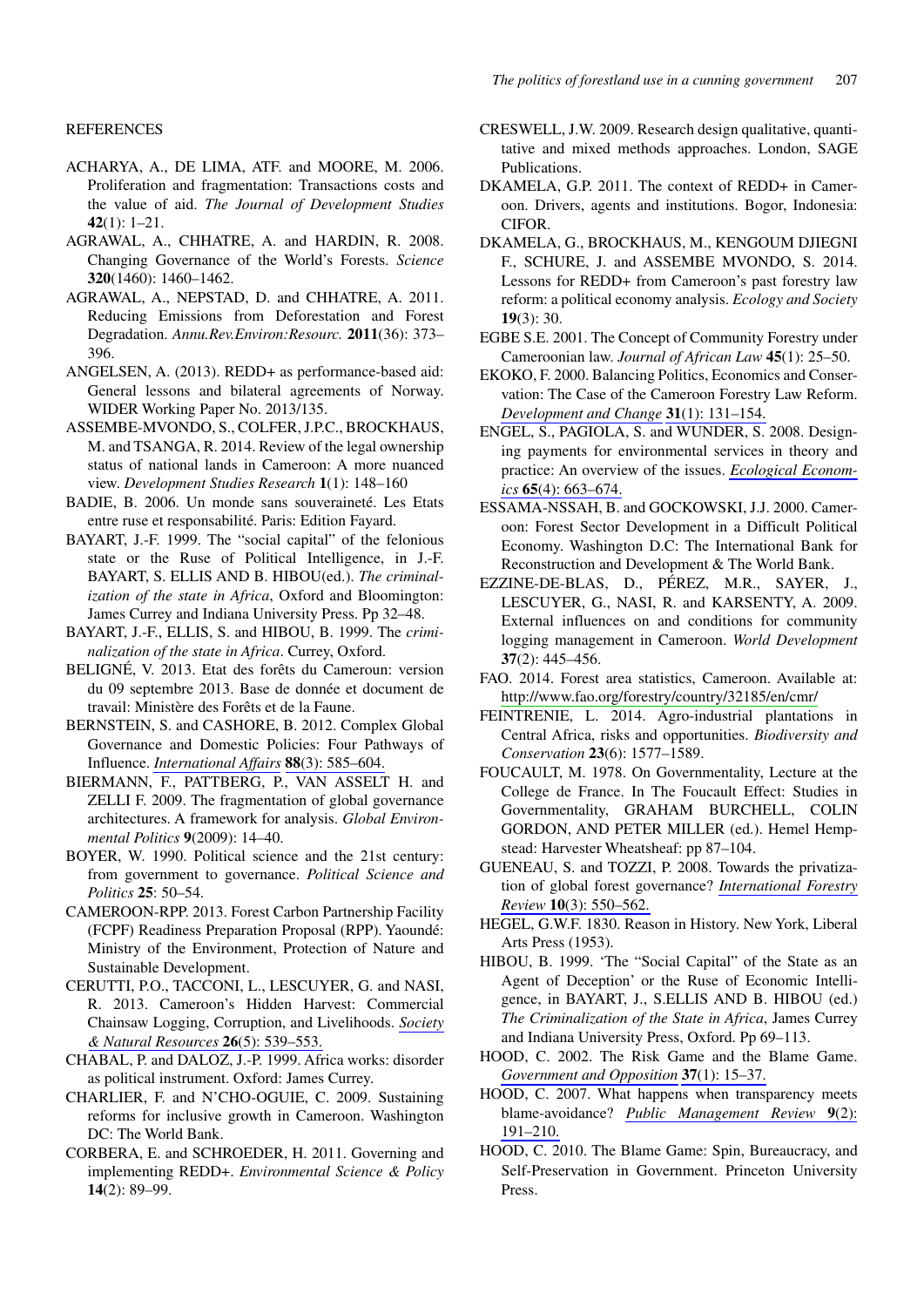## REFERENCES

ACHARYA, A., DE LIMA, ATF. and MOORE, M. 2006. Proliferation and fragmentation: Transactions costs and the value of aid. *The Journal of Development Studies* **42**(1): 1–21.

AGRAWAL, A., CHHATRE, A. and HARDIN, R. 2008. Changing Governance of the World's Forests. *Science* **320**(1460): 1460–1462.

AGRAWAL, A., NEPSTAD, D. and CHHATRE, A. 2011. Reducing Emissions from Deforestation and Forest Degradation. *Annu.Rev.Environ:Resourc.* **2011**(36): 373–396.

ANGELSEN, A. (2013). REDD+ as performance-based aid: General lessons and bilateral agreements of Norway. WIDER Working Paper No. 2013/135.

ASSEMBE-MVONDO, S., COLFER, J.P.C., BROCKHAUS, M. and TSANGA, R. 2014. Review of the legal ownership status of national lands in Cameroon: A more nuanced view. *Development Studies Research* **1**(1): 148–160

BADIE, B. 2006. Un monde sans souveraineté. Les Etats entre ruse et responsabilité. Paris: Edition Fayard.

BAYART, J.-F. 1999. The "social capital" of the felonious state or the Ruse of Political Intelligence, in J.-F. BAYART, S. ELLIS AND B. HIBOU(ed.). *The criminalization of the state in Africa*, Oxford and Bloomington: James Currey and Indiana University Press. Pp 32–48.

BAYART, J.-F., ELLIS, S. and HIBOU, B. 1999. The *criminalization of the state in Africa*. Currey, Oxford.

BELIGNÉ, V. 2013. Etat des forêts du Cameroun: version du 09 septembre 2013. Base de donnée et document de travail: Ministère des Forêts et de la Faune.

BERNSTEIN, S. and CASHORE, B. 2012. Complex Global Governance and Domestic Policies: Four Pathways of Influence. *International Affairs* **88**(3): 585–604.

BIERMANN, F., PATTBERG, P., VAN ASSELT H. and ZELLI F. 2009. The fragmentation of global governance architectures. A framework for analysis. *Global Environmental Politics* **9**(2009): 14–40.

BOYER, W. 1990. Political science and the 21st century: from government to governance. *Political Science and Politics* **25**: 50–54.

CAMEROON-RPP. 2013. Forest Carbon Partnership Facility (FCPF) Readiness Preparation Proposal (RPP). Yaoundé: Ministry of the Environment, Protection of Nature and Sustainable Development.

CERUTTI, P.O., TACCONI, L., LESCUYER, G. and NASI, R. 2013. Cameroon's Hidden Harvest: Commercial Chainsaw Logging, Corruption, and Livelihoods. *Society & Natural Resources* **26**(5): 539–553.

CHABAL, P. and DALOZ, J.-P. 1999. Africa works: disorder as political instrument. Oxford: James Currey.

CHARLIER, F. and N'CHO-OGUIE, C. 2009. Sustaining reforms for inclusive growth in Cameroon. Washington DC: The World Bank.

CORBERA, E. and SCHROEDER, H. 2011. Governing and implementing REDD+. *Environmental Science & Policy* **14**(2): 89–99.

CRESWELL, J.W. 2009. Research design qualitative, quantitative and mixed methods approaches. London, SAGE Publications.

DKAMELA, G.P. 2011. The context of REDD+ in Cameroon. Drivers, agents and institutions. Bogor, Indonesia: CIFOR.

DKAMELA, G., BROCKHAUS, M., KENGOUM DJIEGNI F., SCHURE, J. and ASSEMBE MVONDO, S. 2014. Lessons for REDD+ from Cameroon's past forestry law reform: a political economy analysis. *Ecology and Society* **19**(3): 30.

EGBE S.E. 2001. The Concept of Community Forestry under Cameroonian law. *Journal of African Law* **45**(1): 25–50.

EKOKO, F. 2000. Balancing Politics, Economics and Conservation: The Case of the Cameroon Forestry Law Reform. *Development and Change* **31**(1): 131–154.

ENGEL, S., PAGIOLA, S. and WUNDER, S. 2008. Designing payments for environmental services in theory and practice: An overview of the issues. *Ecological Economics* **65**(4): 663–674.

ESSAMA-NSSAH, B. and GOCKOWSKI, J.J. 2000. Cameroon: Forest Sector Development in a Difficult Political Economy. Washington D.C: The International Bank for Reconstruction and Development & The World Bank.

EZZINE-DE-BLAS, D., PÉREZ, M.R., SAYER, J., LESCUYER, G., NASI, R. and KARSENTY, A. 2009. External influences on and conditions for community logging management in Cameroon. *World Development* **37**(2): 445–456.

FAO. 2014. Forest area statistics, Cameroon. Available at: http://www.fao.org/forestry/country/32185/en/cmr/

FEINTRENIE, L. 2014. Agro-industrial plantations in Central Africa, risks and opportunities. *Biodiversity and Conservation* **23**(6): 1577–1589.

FOUCAULT, M. 1978. On Governmentality, Lecture at the College de France. In The Foucault Effect: Studies in Governmentality, GRAHAM BURCHELL, COLIN GORDON, AND PETER MILLER (ed.). Hemel Hempstead: Harvester Wheatsheaf: pp 87–104.

GUENEAU, S. and TOZZI, P. 2008. Towards the privatization of global forest governance? *International Forestry Review* **10**(3): 550–562.

HEGEL, G.W.F. 1830. Reason in History. New York, Liberal Arts Press (1953).

HIBOU, B. 1999. 'The "Social Capital" of the State as an Agent of Deception' or the Ruse of Economic Intelligence, in BAYART, J., S.ELLIS AND B. HIBOU (ed.) *The Criminalization of the State in Africa*, James Currey and Indiana University Press, Oxford. Pp 69–113.

HOOD, C. 2002. The Risk Game and the Blame Game. *Government and Opposition* **37**(1): 15–37.

HOOD, C. 2007. What happens when transparency meets blame-avoidance? *Public Management Review* **9**(2): 191–210.

HOOD, C. 2010. The Blame Game: Spin, Bureaucracy, and Self-Preservation in Government. Princeton University Press.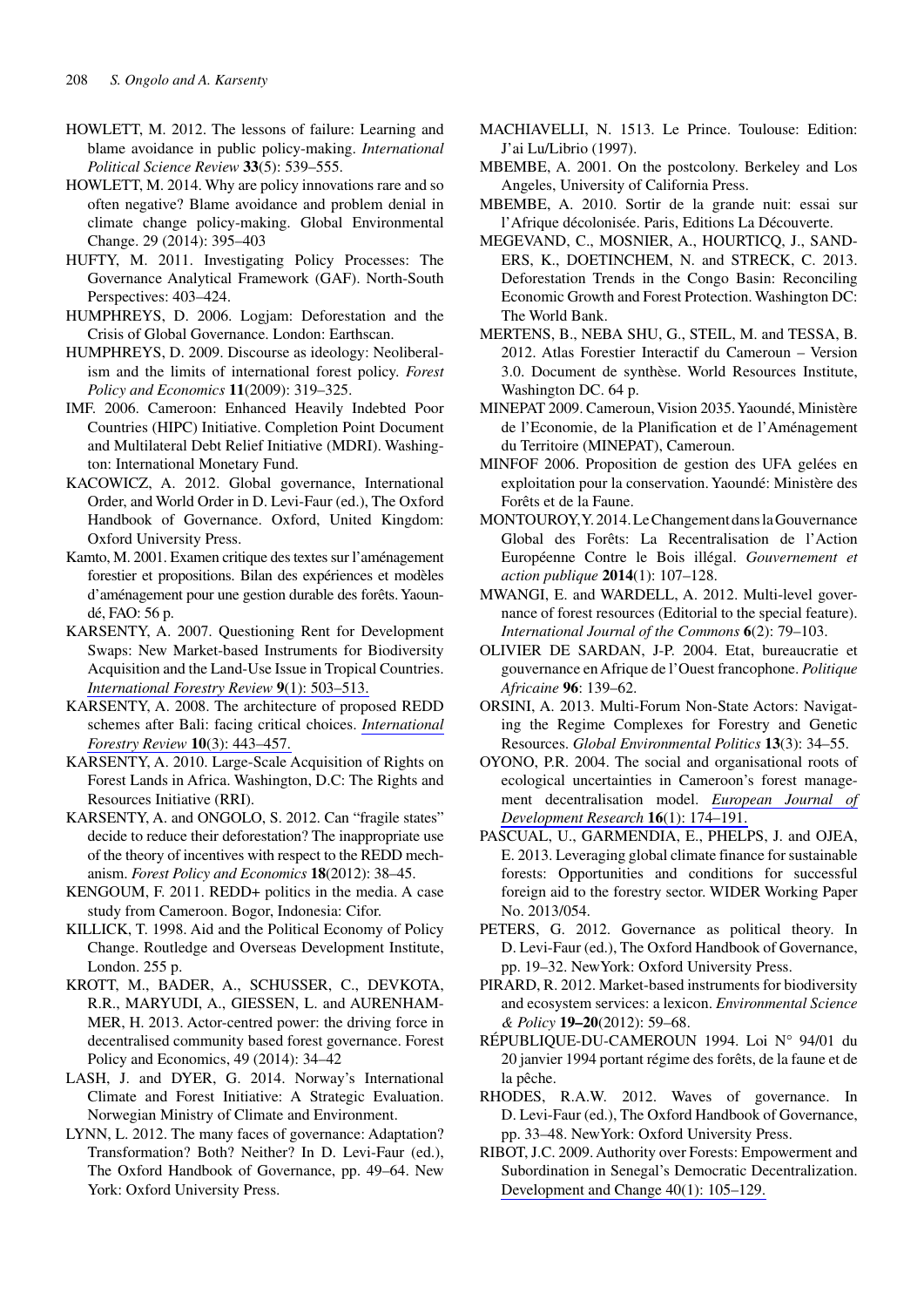HOWLETT, M. 2012. The lessons of failure: Learning and blame avoidance in public policy-making. *International Political Science Review* **33**(5): 539–555.

HOWLETT, M. 2014. Why are policy innovations rare and so often negative? Blame avoidance and problem denial in climate change policy-making. Global Environmental Change. 29 (2014): 395–403

HUFTY, M. 2011. Investigating Policy Processes: The Governance Analytical Framework (GAF). North-South Perspectives: 403–424.

HUMPHREYS, D. 2006. Logjam: Deforestation and the Crisis of Global Governance. London: Earthscan.

HUMPHREYS, D. 2009. Discourse as ideology: Neoliberalism and the limits of international forest policy. *Forest Policy and Economics* **11**(2009): 319–325.

IMF. 2006. Cameroon: Enhanced Heavily Indebted Poor Countries (HIPC) Initiative. Completion Point Document and Multilateral Debt Relief Initiative (MDRI). Washington: International Monetary Fund.

KACOWICZ, A. 2012. Global governance, International Order, and World Order in D. Levi-Faur (ed.), The Oxford Handbook of Governance. Oxford, United Kingdom: Oxford University Press.

Kamto, M. 2001. Examen critique des textes sur l'aménagement forestier et propositions. Bilan des expériences et modèles d'aménagement pour une gestion durable des forêts. Yaoundé, FAO: 56 p.

KARSENTY, A. 2007. Questioning Rent for Development Swaps: New Market-based Instruments for Biodiversity Acquisition and the Land-Use Issue in Tropical Countries. *International Forestry Review* **9**(1): 503–513.

KARSENTY, A. 2008. The architecture of proposed REDD schemes after Bali: facing critical choices. *International Forestry Review* **10**(3): 443–457.

KARSENTY, A. 2010. Large-Scale Acquisition of Rights on Forest Lands in Africa. Washington, D.C: The Rights and Resources Initiative (RRI).

KARSENTY, A. and ONGOLO, S. 2012. Can "fragile states" decide to reduce their deforestation? The inappropriate use of the theory of incentives with respect to the REDD mechanism. *Forest Policy and Economics* **18**(2012): 38–45.

KENGOUM, F. 2011. REDD+ politics in the media. A case study from Cameroon. Bogor, Indonesia: Cifor.

KILLICK, T. 1998. Aid and the Political Economy of Policy Change. Routledge and Overseas Development Institute, London. 255 p.

KROTT, M., BADER, A., SCHUSSER, C., DEVKOTA, R.R., MARYUDI, A., GIESSEN, L. and AURENHAMMER, H. 2013. Actor-centred power: the driving force in decentralised community based forest governance. Forest Policy and Economics, 49 (2014): 34–42

LASH, J. and DYER, G. 2014. Norway's International Climate and Forest Initiative: A Strategic Evaluation. Norwegian Ministry of Climate and Environment.

LYNN, L. 2012. The many faces of governance: Adaptation? Transformation? Both? Neither? In D. Levi-Faur (ed.), The Oxford Handbook of Governance, pp. 49–64. New York: Oxford University Press.

MACHIAVELLI, N. 1513. Le Prince. Toulouse: Edition: J'ai Lu/Librio (1997).

MBEMBE, A. 2001. On the postcolony. Berkeley and Los Angeles, University of California Press.

MBEMBE, A. 2010. Sortir de la grande nuit: essai sur l'Afrique décolonisée. Paris, Editions La Découverte.

MEGEVAND, C., MOSNIER, A., HOURTICQ, J., SANDERS, K., DOETINCHEM, N. and STRECK, C. 2013. Deforestation Trends in the Congo Basin: Reconciling Economic Growth and Forest Protection. Washington DC: The World Bank.

MERTENS, B., NEBA SHU, G., STEIL, M. and TESSA, B. 2012. Atlas Forestier Interactif du Cameroun – Version 3.0. Document de synthèse. World Resources Institute, Washington DC. 64 p.

MINEPAT 2009. Cameroun, Vision 2035. Yaoundé, Ministère de l'Economie, de la Planification et de l'Aménagement du Territoire (MINEPAT), Cameroun.

MINFOF 2006. Proposition de gestion des UFA gelées en exploitation pour la conservation. Yaoundé: Ministère des Forêts et de la Faune.

MONTOUROY, Y. 2014. Le Changement dans la Gouvernance Global des Forêts: La Recentralisation de l'Action Européenne Contre le Bois illégal. *Gouvernement et action publique* **2014**(1): 107–128.

MWANGI, E. and WARDELL, A. 2012. Multi-level governance of forest resources (Editorial to the special feature). *International Journal of the Commons* **6**(2): 79–103.

OLIVIER DE SARDAN, J-P. 2004. Etat, bureaucratie et gouvernance en Afrique de l'Ouest francophone. *Politique Africaine* **96**: 139–62.

ORSINI, A. 2013. Multi-Forum Non-State Actors: Navigating the Regime Complexes for Forestry and Genetic Resources. *Global Environmental Politics* **13**(3): 34–55.

OYONO, P.R. 2004. The social and organisational roots of ecological uncertainties in Cameroon's forest management decentralisation model. *European Journal of Development Research* **16**(1): 174–191.

PASCUAL, U., GARMENDIA, E., PHELPS, J. and OJEA, E. 2013. Leveraging global climate finance for sustainable forests: Opportunities and conditions for successful foreign aid to the forestry sector. WIDER Working Paper No. 2013/054.

PETERS, G. 2012. Governance as political theory. In D. Levi-Faur (ed.), The Oxford Handbook of Governance, pp. 19–32. New York: Oxford University Press.

PIRARD, R. 2012. Market-based instruments for biodiversity and ecosystem services: a lexicon. *Environmental Science & Policy* **19–20**(2012): 59–68.

RÉPUBLIQUE-DU-CAMEROUN 1994. Loi N° 94/01 du 20 janvier 1994 portant régime des forêts, de la faune et de la pêche.

RHODES, R.A.W. 2012. Waves of governance. In D. Levi-Faur (ed.), The Oxford Handbook of Governance, pp. 33–48. New York: Oxford University Press.

RIBOT, J.C. 2009. Authority over Forests: Empowerment and Subordination in Senegal's Democratic Decentralization. Development and Change 40(1): 105–129.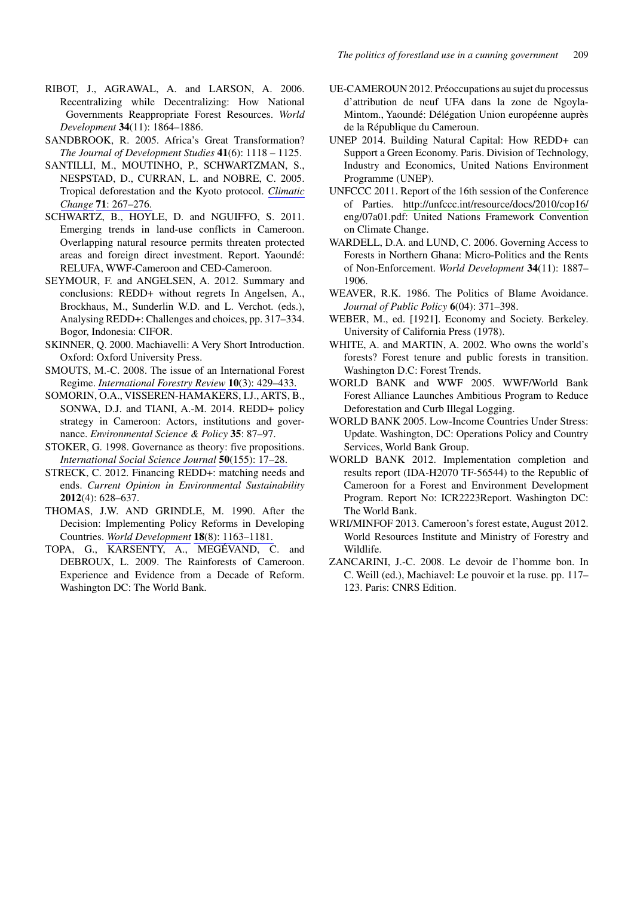RIBOT, J., AGRAWAL, A. and LARSON, A. 2006. Recentralizing while Decentralizing: How National Governments Reappropriate Forest Resources. *World Development* **34**(11): 1864–1886.

SANDBROOK, R. 2005. Africa's Great Transformation? *The Journal of Development Studies* **41**(6): 1118 – 1125.

SANTILLI, M., MOUTINHO, P., SCHWARTZMAN, S., NESPSTAD, D., CURRAN, L. and NOBRE, C. 2005. Tropical deforestation and the Kyoto protocol. *Climatic Change* **71**: 267–276.

SCHWARTZ, B., HOYLE, D. and NGUIFFO, S. 2011. Emerging trends in land-use conflicts in Cameroon. Overlapping natural resource permits threaten protected areas and foreign direct investment. Report. Yaoundé: RELUFA, WWF-Cameroon and CED-Cameroon.

SEYMOUR, F. and ANGELSEN, A. 2012. Summary and conclusions: REDD+ without regrets In Angelsen, A., Brockhaus, M., Sunderlin W.D. and L. Verchot. (eds.), Analysing REDD+: Challenges and choices, pp. 317–334. Bogor, Indonesia: CIFOR.

SKINNER, Q. 2000. Machiavelli: A Very Short Introduction. Oxford: Oxford University Press.

SMOUTS, M.-C. 2008. The issue of an International Forest Regime. *International Forestry Review* **10**(3): 429–433.

SOMORIN, O.A., VISSEREN-HAMAKERS, I.J., ARTS, B., SONWA, D.J. and TIANI, A.-M. 2014. REDD+ policy strategy in Cameroon: Actors, institutions and governance. *Environmental Science & Policy* **35**: 87–97.

STOKER, G. 1998. Governance as theory: five propositions. *International Social Science Journal* **50**(155): 17–28.

STRECK, C. 2012. Financing REDD+: matching needs and ends. *Current Opinion in Environmental Sustainability* **2012**(4): 628–637.

THOMAS, J.W. AND GRINDLE, M. 1990. After the Decision: Implementing Policy Reforms in Developing Countries. *World Development* **18**(8): 1163–1181.

TOPA, G., KARSENTY, A., MEGEVAND, C. and DEBROUX, L. 2009. The Rainforests of Cameroon. Experience and Evidence from a Decade of Reform. Washington DC: The World Bank.

UE-CAMEROUN 2012. Préoccupations au sujet du processus d'attribution de neuf UFA dans la zone de Ngoyla-Mintom., Yaoundé: Délégation Union européenne auprès de la République du Cameroun.

UNEP 2014. Building Natural Capital: How REDD+ can Support a Green Economy. Paris. Division of Technology, Industry and Economics, United Nations Environment Programme (UNEP).

UNFCCC 2011. Report of the 16th session of the Conference of Parties. http://unfccc.int/resource/docs/2010/cop16/eng/07a01.pdf: United Nations Framework Convention on Climate Change.

WARDELL, D.A. and LUND, C. 2006. Governing Access to Forests in Northern Ghana: Micro-Politics and the Rents of Non-Enforcement. *World Development* **34**(11): 1887–1906.

WEAVER, R.K. 1986. The Politics of Blame Avoidance. *Journal of Public Policy* **6**(04): 371–398.

WEBER, M., ed. [1921]. Economy and Society. Berkeley. University of California Press (1978).

WHITE, A. and MARTIN, A. 2002. Who owns the world's forests? Forest tenure and public forests in transition. Washington D.C: Forest Trends.

WORLD BANK and WWF 2005. WWF/World Bank Forest Alliance Launches Ambitious Program to Reduce Deforestation and Curb Illegal Logging.

WORLD BANK 2005. Low-Income Countries Under Stress: Update. Washington, DC: Operations Policy and Country Services, World Bank Group.

WORLD BANK 2012. Implementation completion and results report (IDA-H2070 TF-56544) to the Republic of Cameroon for a Forest and Environment Development Program. Report No: ICR2223Report. Washington DC: The World Bank.

WRI/MINFOF 2013. Cameroon's forest estate, August 2012. World Resources Institute and Ministry of Forestry and Wildlife.

ZANCARINI, J.-C. 2008. Le devoir de l'homme bon. In C. Weill (ed.), Machiavel: Le pouvoir et la ruse. pp. 117–123. Paris: CNRS Edition.